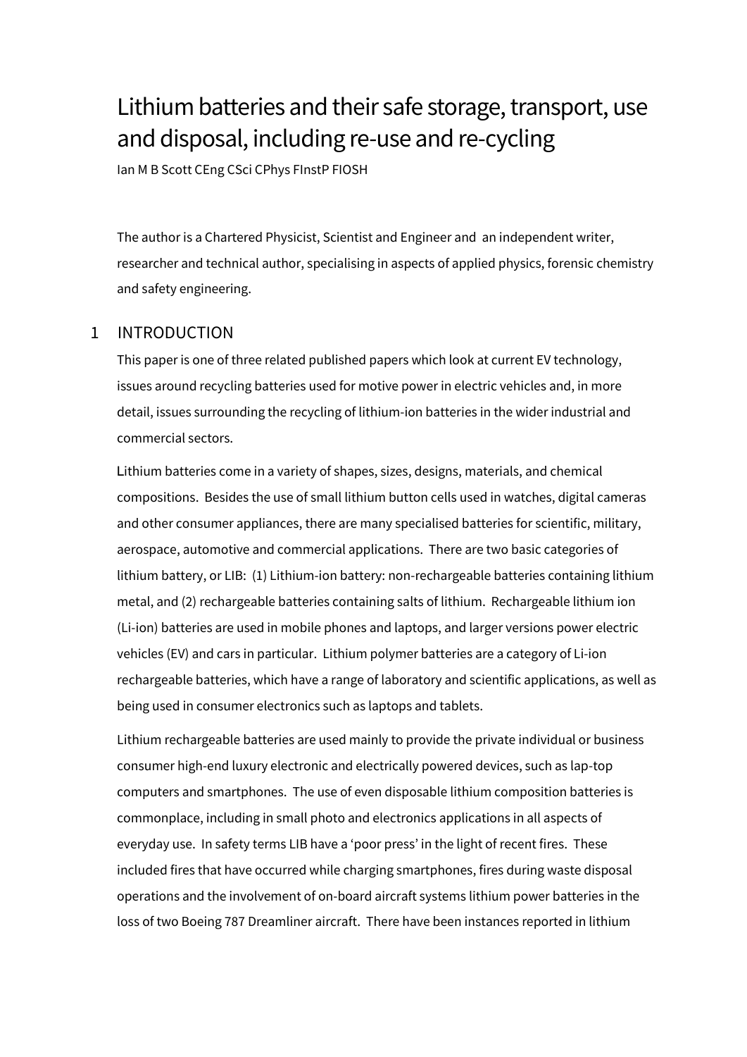# Lithium batteries and their safe storage, transport, use and disposal, including re-use and re-cycling

Ian M B Scott CEng CSci CPhys FInstP FIOSH

The author is a Chartered Physicist, Scientist and Engineer and an independent writer, researcher and technical author, specialising in aspects of applied physics, forensic chemistry and safety engineering.

## 1 INTRODUCTION

This paper is one of three related published papers which look at current EV technology, issues around recycling batteries used for motive power in electric vehicles and, in more detail, issues surrounding the recycling of lithium-ion batteries in the wider industrial and commercial sectors.

Lithium batteries come in a variety of shapes, sizes, designs, materials, and chemical compositions. Besides the use of small lithium button cells used in watches, digital cameras and other consumer appliances, there are many specialised batteries for scientific, military, aerospace, automotive and commercial applications. There are two basic categories of lithium battery, or LIB: (1) Lithium-ion battery: non-rechargeable batteries containing lithium metal, and (2) rechargeable batteries containing salts of lithium. Rechargeable lithium ion (Li-ion) batteries are used in mobile phones and laptops, and larger versions power electric vehicles (EV) and cars in particular. Lithium polymer batteries are a category of Li-ion rechargeable batteries, which have a range of laboratory and scientific applications, as well as being used in consumer electronics such as laptops and tablets.

Lithium rechargeable batteries are used mainly to provide the private individual or business consumer high-end luxury electronic and electrically powered devices, such as lap-top computers and smartphones. The use of even disposable lithium composition batteries is commonplace, including in small photo and electronics applications in all aspects of everyday use. In safety terms LIB have a 'poor press' in the light of recent fires. These included fires that have occurred while charging smartphones, fires during waste disposal operations and the involvement of on-board aircraft systems lithium power batteries in the loss of two Boeing 787 Dreamliner aircraft. There have been instances reported in lithium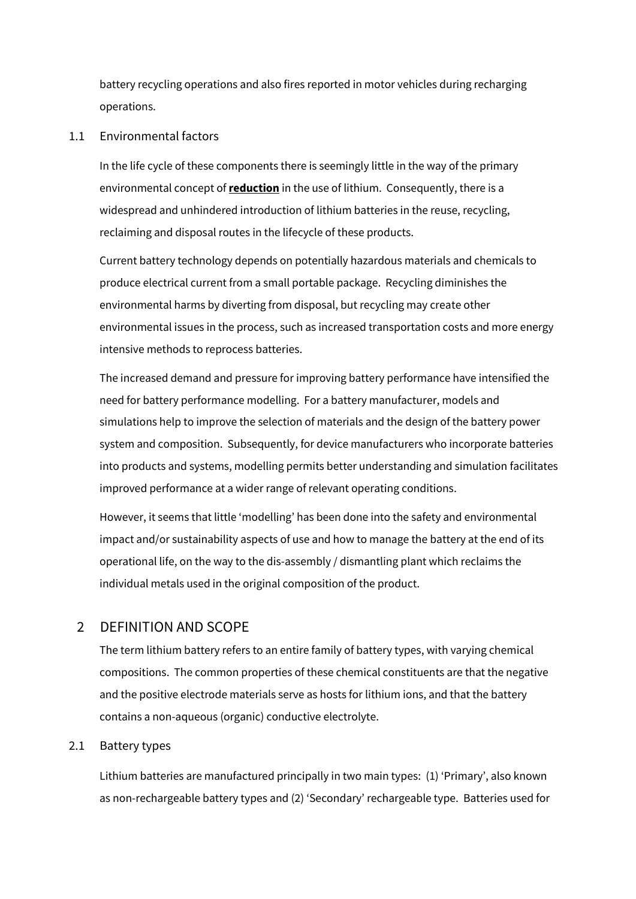battery recycling operations and also fires reported in motor vehicles during recharging operations.

### 1.1 Environmental factors

In the life cycle of these components there is seemingly little in the way of the primary environmental concept of **reduction** in the use of lithium. Consequently, there is a widespread and unhindered introduction of lithium batteries in the reuse, recycling, reclaiming and disposal routes in the lifecycle of these products.

Current battery technology depends on potentially hazardous materials and chemicals to produce electrical current from a small portable package. Recycling diminishes the environmental harms by diverting from disposal, but recycling may create other environmental issues in the process, such as increased transportation costs and more energy intensive methods to reprocess batteries.

The increased demand and pressure for improving battery performance have intensified the need for battery performance modelling. For a battery manufacturer, models and simulations help to improve the selection of materials and the design of the battery power system and composition. Subsequently, for device manufacturers who incorporate batteries into products and systems, modelling permits better understanding and simulation facilitates improved performance at a wider range of relevant operating conditions.

However, it seems that little 'modelling' has been done into the safety and environmental impact and/or sustainability aspects of use and how to manage the battery at the end of its operational life, on the way to the dis-assembly / dismantling plant which reclaims the individual metals used in the original composition of the product.

## 2 DEFINITION AND SCOPE

The term lithium battery refers to an entire family of battery types, with varying chemical compositions. The common properties of these chemical constituents are that the negative and the positive electrode materials serve as hosts for lithium ions, and that the battery contains a non-aqueous (organic) conductive electrolyte.

### 2.1 Battery types

Lithium batteries are manufactured principally in two main types: (1) 'Primary', also known as non-rechargeable battery types and (2) 'Secondary' rechargeable type. Batteries used for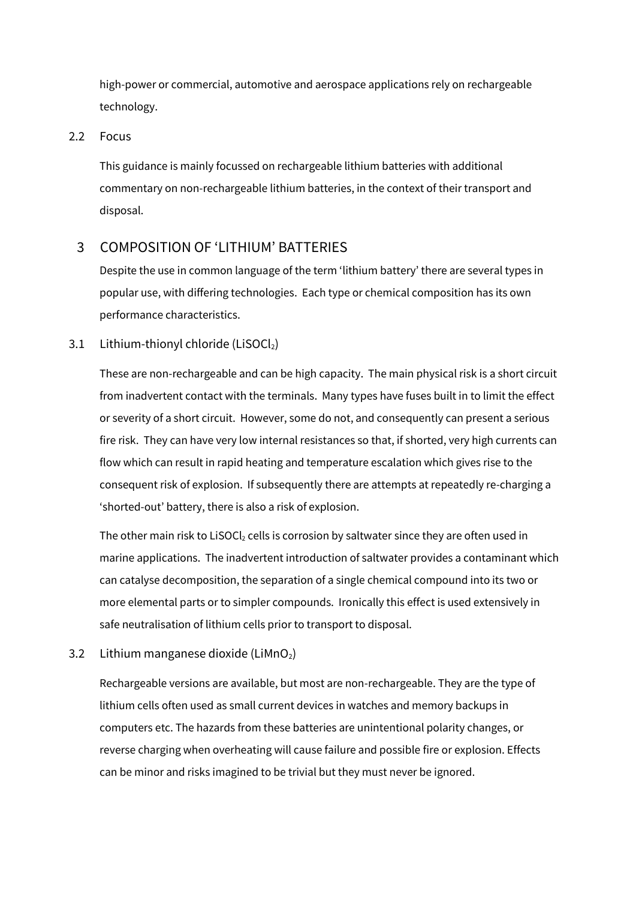high-power or commercial, automotive and aerospace applications rely on rechargeable technology.

### 2.2 Focus

This guidance is mainly focussed on rechargeable lithium batteries with additional commentary on non-rechargeable lithium batteries, in the context of their transport and disposal.

## 3 COMPOSITION OF 'LITHIUM' BATTERIES

Despite the use in common language of the term 'lithium battery' there are several types in popular use, with differing technologies. Each type or chemical composition has its own performance characteristics.

### 3.1 Lithium-thionyl chloride ($LiSOCl_2$)

These are non-rechargeable and can be high capacity. The main physical risk is a short circuit from inadvertent contact with the terminals. Many types have fuses built in to limit the effect or severity of a short circuit. However, some do not, and consequently can present a serious fire risk. They can have very low internal resistances so that, if shorted, very high currents can flow which can result in rapid heating and temperature escalation which gives rise to the consequent risk of explosion. If subsequently there are attempts at repeatedly re-charging a 'shorted-out' battery, there is also a risk of explosion.

The other main risk to $LiSOCl_2$ cells is corrosion by saltwater since they are often used in marine applications. The inadvertent introduction of saltwater provides a contaminant which can catalyse decomposition, the separation of a single chemical compound into its two or more elemental parts or to simpler compounds. Ironically this effect is used extensively in safe neutralisation of lithium cells prior to transport to disposal.

### 3.2 Lithium manganese dioxide ($LiMnO_2$)

Rechargeable versions are available, but most are non-rechargeable. They are the type of lithium cells often used as small current devices in watches and memory backups in computers etc. The hazards from these batteries are unintentional polarity changes, or reverse charging when overheating will cause failure and possible fire or explosion. Effects can be minor and risks imagined to be trivial but they must never be ignored.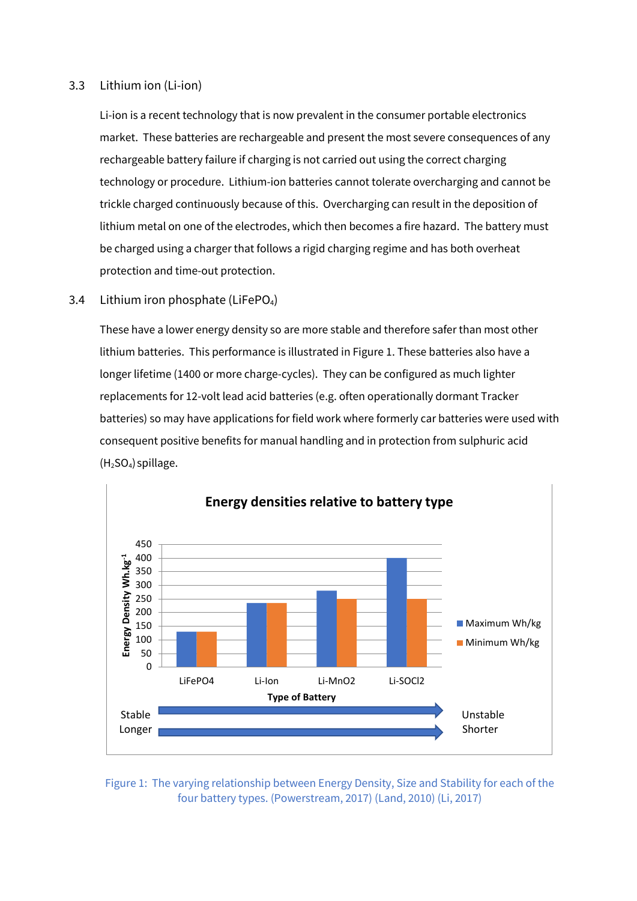### 3.3 Lithium ion (Li-ion)

Li-ion is a recent technology that is now prevalent in the consumer portable electronics market. These batteries are rechargeable and present the most severe consequences of any rechargeable battery failure if charging is not carried out using the correct charging technology or procedure. Lithium-ion batteries cannot tolerate overcharging and cannot be trickle charged continuously because of this. Overcharging can result in the deposition of lithium metal on one of the electrodes, which then becomes a fire hazard. The battery must be charged using a charger that follows a rigid charging regime and has both overheat protection and time-out protection.

### 3.4 Lithium iron phosphate ($LiFePO_4$)

These have a lower energy density so are more stable and therefore safer than most other lithium batteries. This performance is illustrated in Figure 1. These batteries also have a longer lifetime (1400 or more charge-cycles). They can be configured as much lighter replacements for 12-volt lead acid batteries (e.g. often operationally dormant Tracker batteries) so may have applications for field work where formerly car batteries were used with consequent positive benefits for manual handling and in protection from sulphuric acid ($H_2SO_4$) spillage.

Figure 1: The varying relationship between Energy Density, Size and Stability for each of the four battery types. (Powerstream, 2017) (Land, 2010) (Li, 2017)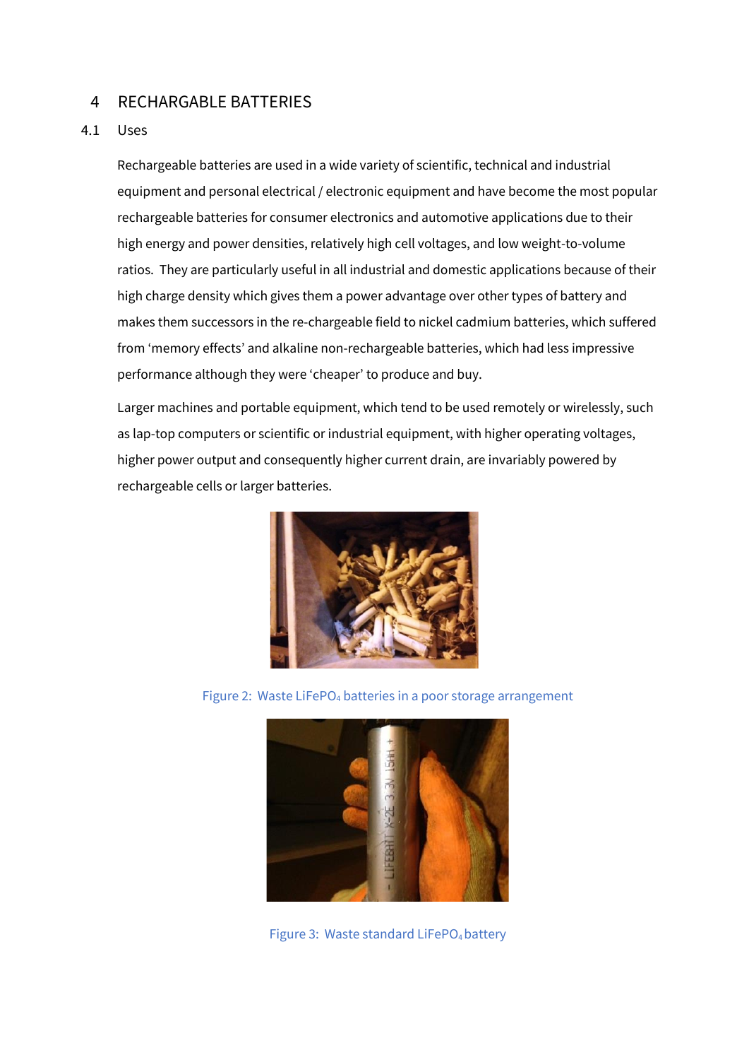# 4 RECHARGABLE BATTERIES

## 4.1 Uses

Rechargeable batteries are used in a wide variety of scientific, technical and industrial equipment and personal electrical / electronic equipment and have become the most popular rechargeable batteries for consumer electronics and automotive applications due to their high energy and power densities, relatively high cell voltages, and low weight-to-volume ratios. They are particularly useful in all industrial and domestic applications because of their high charge density which gives them a power advantage over other types of battery and makes them successors in the re-chargeable field to nickel cadmium batteries, which suffered from 'memory effects' and alkaline non-rechargeable batteries, which had less impressive performance although they were 'cheaper' to produce and buy.

Larger machines and portable equipment, which tend to be used remotely or wirelessly, such as lap-top computers or scientific or industrial equipment, with higher operating voltages, higher power output and consequently higher current drain, are invariably powered by rechargeable cells or larger batteries.

Figure 2: Waste $LiFePO_4$ batteries in a poor storage arrangement

Figure 3: Waste standard $LiFePO_4$ battery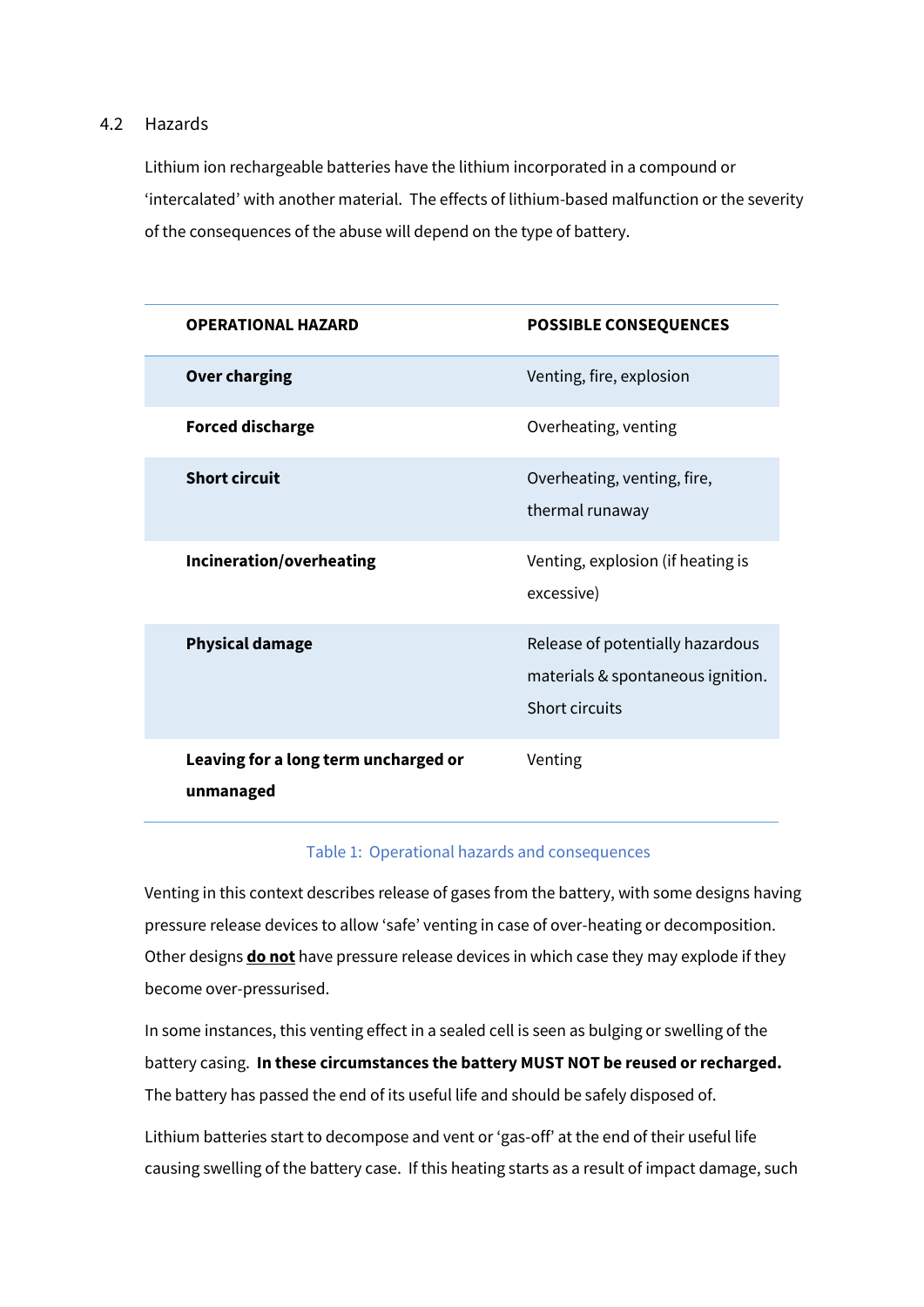## 4.2 Hazards

Lithium ion rechargeable batteries have the lithium incorporated in a compound or 'intercalated' with another material. The effects of lithium-based malfunction or the severity of the consequences of the abuse will depend on the type of battery.

| OPERATIONAL HAZARD | POSSIBLE CONSEQUENCES |
|---|---|
| **Over charging** | Venting, fire, explosion |
| **Forced discharge** | Overheating, venting |
| **Short circuit** | Overheating, venting, fire, thermal runaway |
| **Incineration/overheating** | Venting, explosion (if heating is excessive) |
| **Physical damage** | Release of potentially hazardous materials & spontaneous ignition. Short circuits |
| **Leaving for a long term uncharged or unmanaged** | Venting |

Table 1: Operational hazards and consequences

Venting in this context describes release of gases from the battery, with some designs having pressure release devices to allow 'safe' venting in case of over-heating or decomposition. Other designs **do not** have pressure release devices in which case they may explode if they become over-pressurised.

In some instances, this venting effect in a sealed cell is seen as bulging or swelling of the battery casing. **In these circumstances the battery MUST NOT be reused or recharged.** The battery has passed the end of its useful life and should be safely disposed of.

Lithium batteries start to decompose and vent or 'gas-off' at the end of their useful life causing swelling of the battery case. If this heating starts as a result of impact damage, such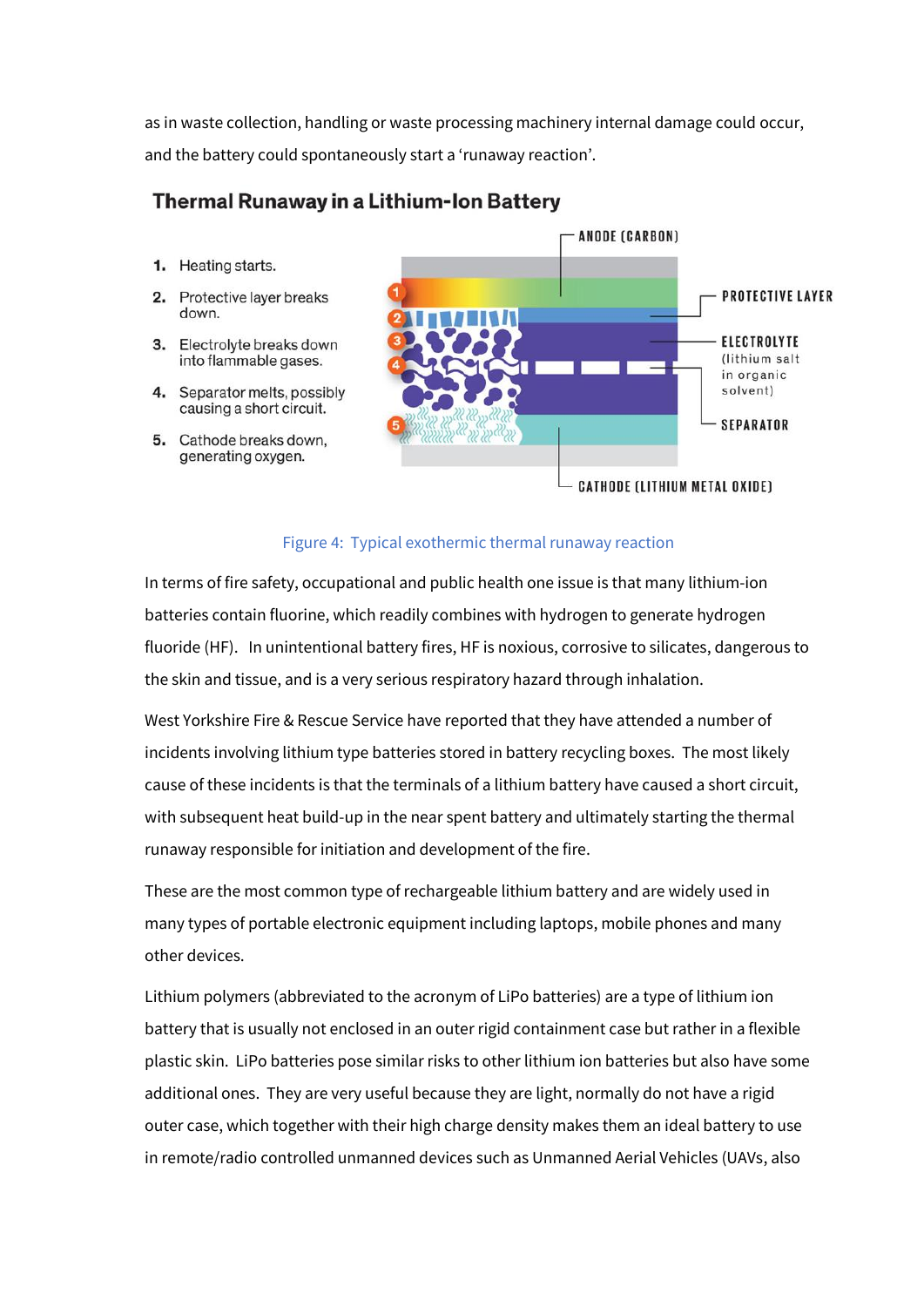as in waste collection, handling or waste processing machinery internal damage could occur, and the battery could spontaneously start a 'runaway reaction'.

**Thermal Runaway in a Lithium-Ion Battery**

1. Heating starts.
2. Protective layer breaks down.
3. Electrolyte breaks down into flammable gases.
4. Separator melts, possibly causing a short circuit.
5. Cathode breaks down, generating oxygen.

ANODE (CARBON)

PROTECTIVE LAYER

ELECTROLYTE (lithium salt in organic solvent)

SEPARATOR

CATHODE (LITHIUM METAL OXIDE)

Figure 4: Typical exothermic thermal runaway reaction

In terms of fire safety, occupational and public health one issue is that many lithium-ion batteries contain fluorine, which readily combines with hydrogen to generate hydrogen fluoride (HF). In unintentional battery fires, HF is noxious, corrosive to silicates, dangerous to the skin and tissue, and is a very serious respiratory hazard through inhalation.

West Yorkshire Fire & Rescue Service have reported that they have attended a number of incidents involving lithium type batteries stored in battery recycling boxes. The most likely cause of these incidents is that the terminals of a lithium battery have caused a short circuit, with subsequent heat build-up in the near spent battery and ultimately starting the thermal runaway responsible for initiation and development of the fire.

These are the most common type of rechargeable lithium battery and are widely used in many types of portable electronic equipment including laptops, mobile phones and many other devices.

Lithium polymers (abbreviated to the acronym of LiPo batteries) are a type of lithium ion battery that is usually not enclosed in an outer rigid containment case but rather in a flexible plastic skin. LiPo batteries pose similar risks to other lithium ion batteries but also have some additional ones. They are very useful because they are light, normally do not have a rigid outer case, which together with their high charge density makes them an ideal battery to use in remote/radio controlled unmanned devices such as Unmanned Aerial Vehicles (UAVs, also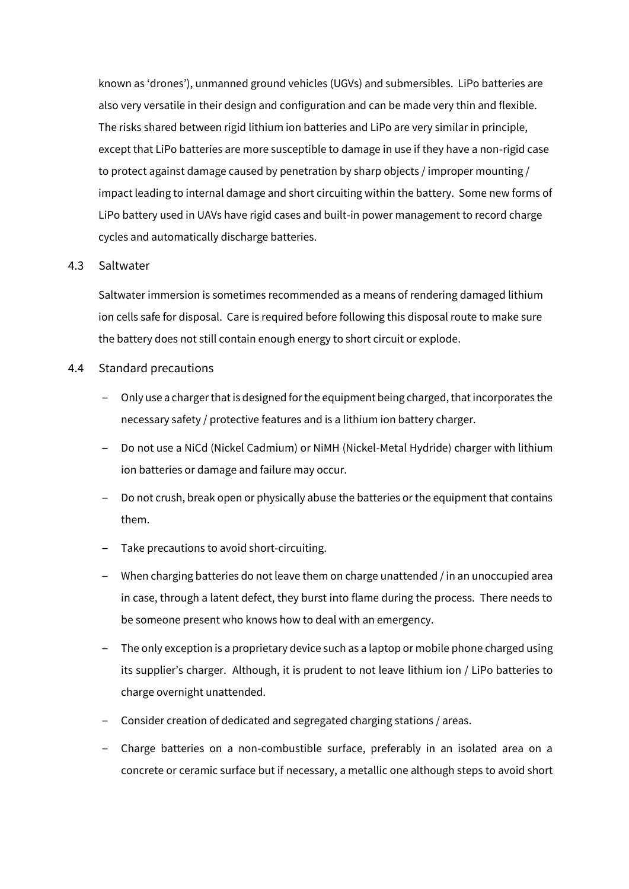known as 'drones'), unmanned ground vehicles (UGVs) and submersibles. LiPo batteries are also very versatile in their design and configuration and can be made very thin and flexible. The risks shared between rigid lithium ion batteries and LiPo are very similar in principle, except that LiPo batteries are more susceptible to damage in use if they have a non-rigid case to protect against damage caused by penetration by sharp objects / improper mounting / impact leading to internal damage and short circuiting within the battery. Some new forms of LiPo battery used in UAVs have rigid cases and built-in power management to record charge cycles and automatically discharge batteries.

### 4.3 Saltwater

Saltwater immersion is sometimes recommended as a means of rendering damaged lithium ion cells safe for disposal. Care is required before following this disposal route to make sure the battery does not still contain enough energy to short circuit or explode.

### 4.4 Standard precautions

- Only use a charger that is designed for the equipment being charged, that incorporates the necessary safety / protective features and is a lithium ion battery charger.
- Do not use a NiCd (Nickel Cadmium) or NiMH (Nickel-Metal Hydride) charger with lithium ion batteries or damage and failure may occur.
- Do not crush, break open or physically abuse the batteries or the equipment that contains them.
- Take precautions to avoid short-circuiting.
- When charging batteries do not leave them on charge unattended / in an unoccupied area in case, through a latent defect, they burst into flame during the process. There needs to be someone present who knows how to deal with an emergency.
- The only exception is a proprietary device such as a laptop or mobile phone charged using its supplier's charger. Although, it is prudent to not leave lithium ion / LiPo batteries to charge overnight unattended.
- Consider creation of dedicated and segregated charging stations / areas.
- Charge batteries on a non-combustible surface, preferably in an isolated area on a concrete or ceramic surface but if necessary, a metallic one although steps to avoid short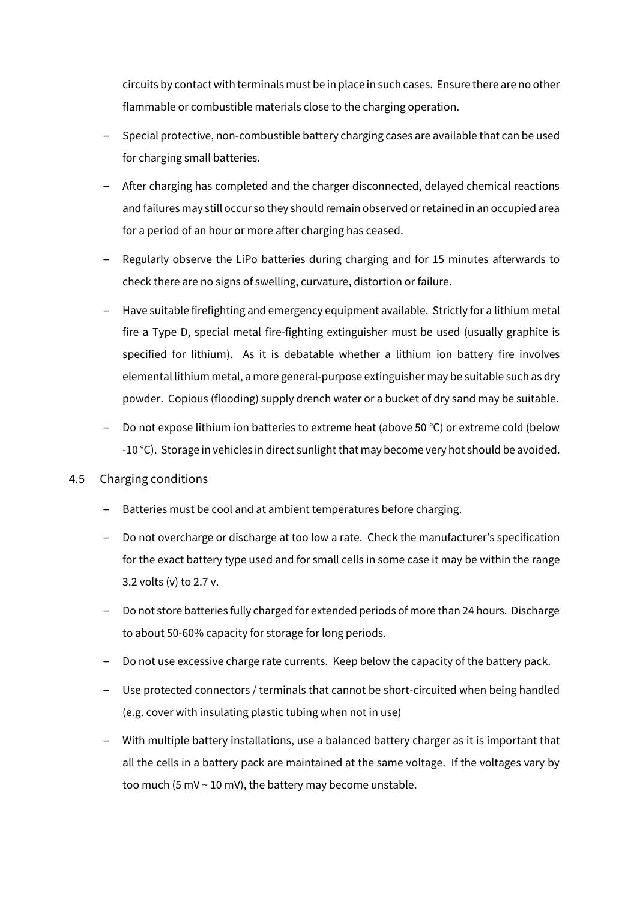circuits by contact with terminals must be in place in such cases. Ensure there are no other flammable or combustible materials close to the charging operation.

- Special protective, non-combustible battery charging cases are available that can be used for charging small batteries.
- After charging has completed and the charger disconnected, delayed chemical reactions and failures may still occur so they should remain observed or retained in an occupied area for a period of an hour or more after charging has ceased.
- Regularly observe the LiPo batteries during charging and for 15 minutes afterwards to check there are no signs of swelling, curvature, distortion or failure.
- Have suitable firefighting and emergency equipment available. Strictly for a lithium metal fire a Type D, special metal fire-fighting extinguisher must be used (usually graphite is specified for lithium). As it is debatable whether a lithium ion battery fire involves elemental lithium metal, a more general-purpose extinguisher may be suitable such as dry powder. Copious (flooding) supply drench water or a bucket of dry sand may be suitable.
- Do not expose lithium ion batteries to extreme heat (above 50 °C) or extreme cold (below -10 °C). Storage in vehicles in direct sunlight that may become very hot should be avoided.

## 4.5 Charging conditions

- Batteries must be cool and at ambient temperatures before charging.
- Do not overcharge or discharge at too low a rate. Check the manufacturer's specification for the exact battery type used and for small cells in some case it may be within the range 3.2 volts (v) to 2.7 v.
- Do not store batteries fully charged for extended periods of more than 24 hours. Discharge to about 50-60% capacity for storage for long periods.
- Do not use excessive charge rate currents. Keep below the capacity of the battery pack.
- Use protected connectors / terminals that cannot be short-circuited when being handled (e.g. cover with insulating plastic tubing when not in use)
- With multiple battery installations, use a balanced battery charger as it is important that all the cells in a battery pack are maintained at the same voltage. If the voltages vary by too much (5 mV ~ 10 mV), the battery may become unstable.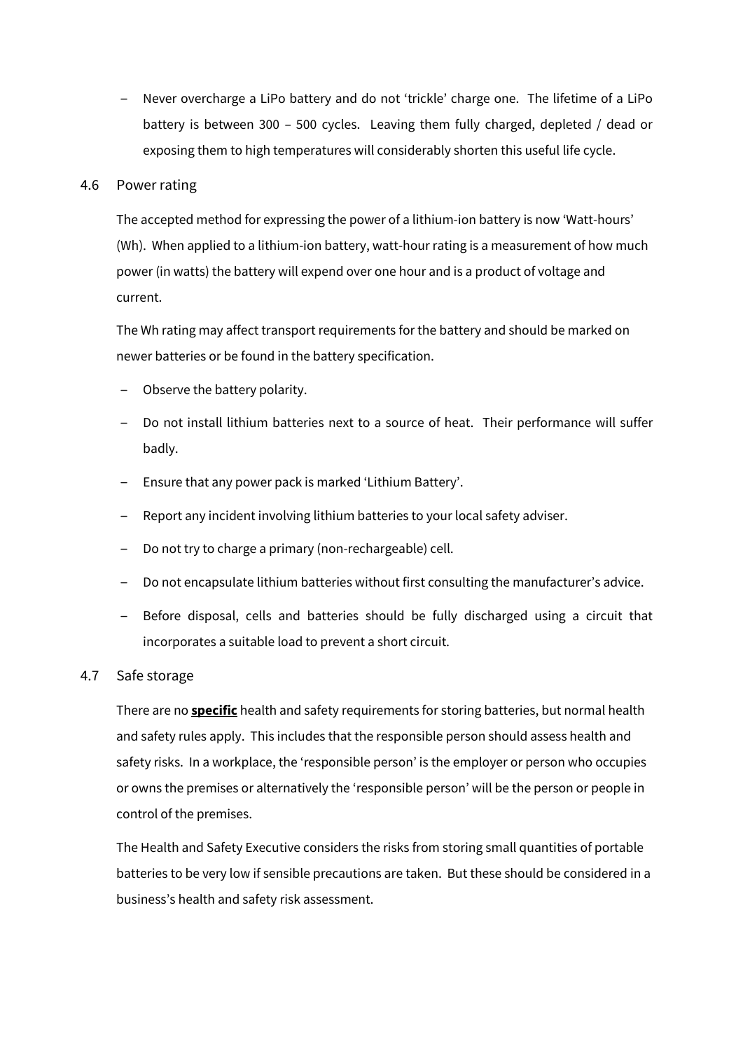- Never overcharge a LiPo battery and do not 'trickle' charge one. The lifetime of a LiPo battery is between 300 – 500 cycles. Leaving them fully charged, depleted / dead or exposing them to high temperatures will considerably shorten this useful life cycle.

### 4.6 Power rating

The accepted method for expressing the power of a lithium-ion battery is now 'Watt-hours' (Wh). When applied to a lithium-ion battery, watt-hour rating is a measurement of how much power (in watts) the battery will expend over one hour and is a product of voltage and current.

The Wh rating may affect transport requirements for the battery and should be marked on newer batteries or be found in the battery specification.

- Observe the battery polarity.
- Do not install lithium batteries next to a source of heat. Their performance will suffer badly.
- Ensure that any power pack is marked 'Lithium Battery'.
- Report any incident involving lithium batteries to your local safety adviser.
- Do not try to charge a primary (non-rechargeable) cell.
- Do not encapsulate lithium batteries without first consulting the manufacturer's advice.
- Before disposal, cells and batteries should be fully discharged using a circuit that incorporates a suitable load to prevent a short circuit.

### 4.7 Safe storage

There are no **specific** health and safety requirements for storing batteries, but normal health and safety rules apply. This includes that the responsible person should assess health and safety risks. In a workplace, the 'responsible person' is the employer or person who occupies or owns the premises or alternatively the 'responsible person' will be the person or people in control of the premises.

The Health and Safety Executive considers the risks from storing small quantities of portable batteries to be very low if sensible precautions are taken. But these should be considered in a business's health and safety risk assessment.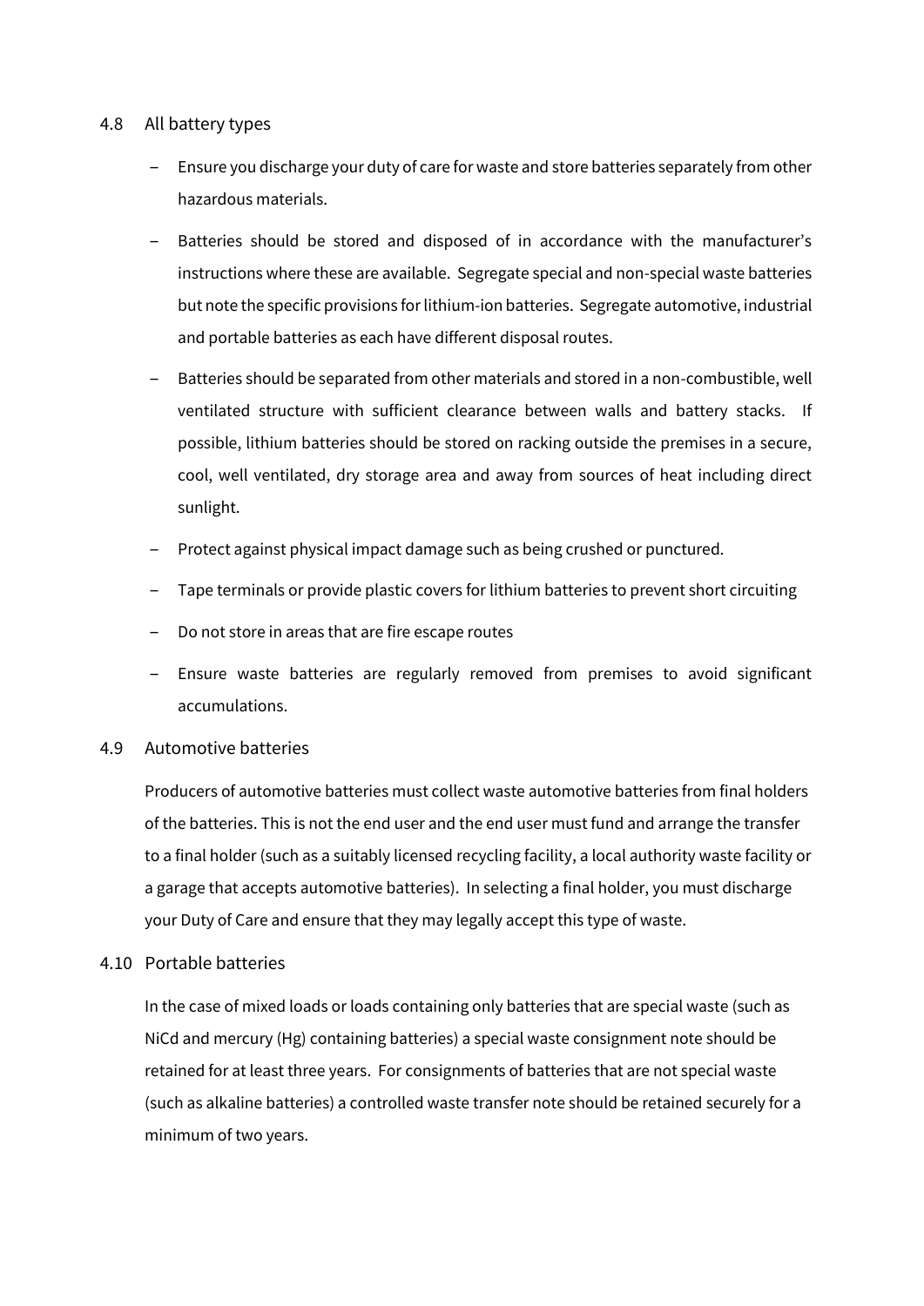### 4.8 All battery types

- Ensure you discharge your duty of care for waste and store batteries separately from other hazardous materials.
- Batteries should be stored and disposed of in accordance with the manufacturer's instructions where these are available. Segregate special and non-special waste batteries but note the specific provisions for lithium-ion batteries. Segregate automotive, industrial and portable batteries as each have different disposal routes.
- Batteries should be separated from other materials and stored in a non-combustible, well ventilated structure with sufficient clearance between walls and battery stacks. If possible, lithium batteries should be stored on racking outside the premises in a secure, cool, well ventilated, dry storage area and away from sources of heat including direct sunlight.
- Protect against physical impact damage such as being crushed or punctured.
- Tape terminals or provide plastic covers for lithium batteries to prevent short circuiting
- Do not store in areas that are fire escape routes
- Ensure waste batteries are regularly removed from premises to avoid significant accumulations.

### 4.9 Automotive batteries

Producers of automotive batteries must collect waste automotive batteries from final holders of the batteries. This is not the end user and the end user must fund and arrange the transfer to a final holder (such as a suitably licensed recycling facility, a local authority waste facility or a garage that accepts automotive batteries). In selecting a final holder, you must discharge your Duty of Care and ensure that they may legally accept this type of waste.

### 4.10 Portable batteries

In the case of mixed loads or loads containing only batteries that are special waste (such as NiCd and mercury (Hg) containing batteries) a special waste consignment note should be retained for at least three years. For consignments of batteries that are not special waste (such as alkaline batteries) a controlled waste transfer note should be retained securely for a minimum of two years.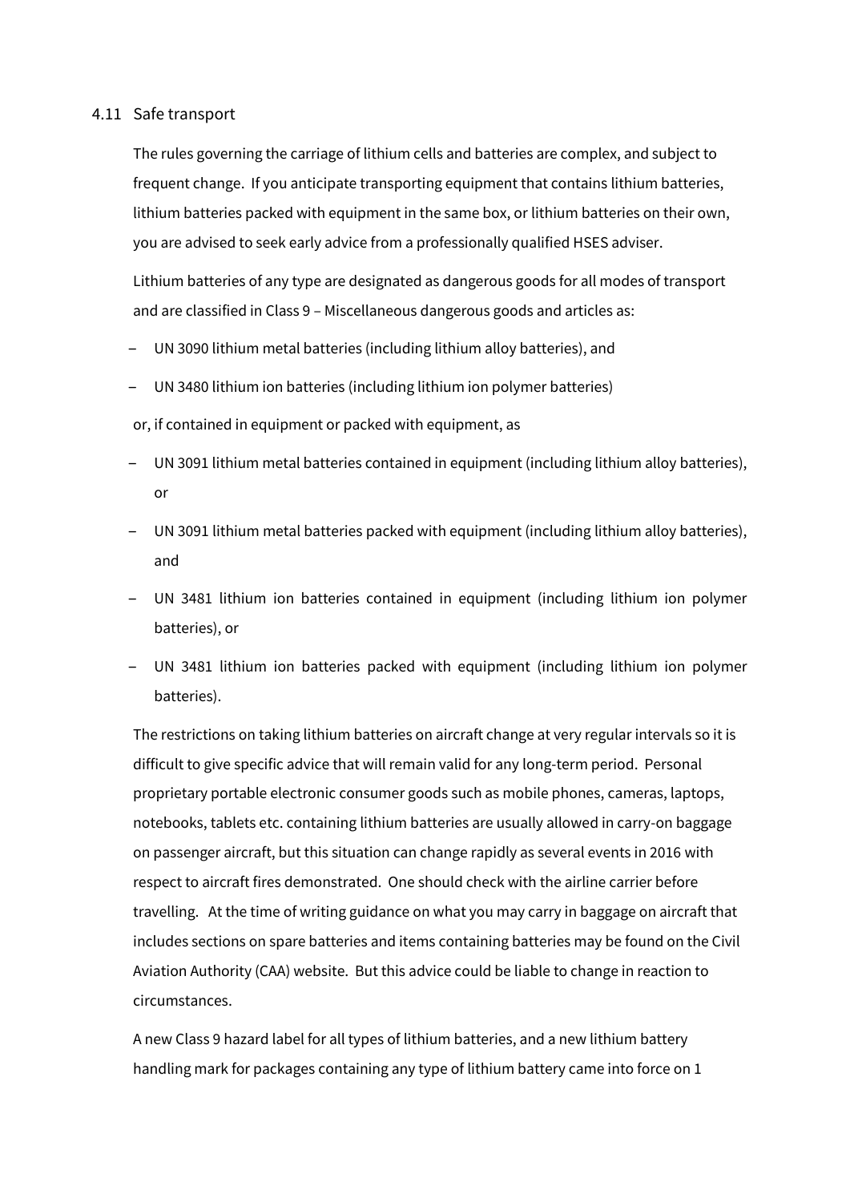## 4.11 Safe transport

The rules governing the carriage of lithium cells and batteries are complex, and subject to frequent change. If you anticipate transporting equipment that contains lithium batteries, lithium batteries packed with equipment in the same box, or lithium batteries on their own, you are advised to seek early advice from a professionally qualified HSES adviser.

Lithium batteries of any type are designated as dangerous goods for all modes of transport and are classified in Class 9 – Miscellaneous dangerous goods and articles as:

- UN 3090 lithium metal batteries (including lithium alloy batteries), and
- UN 3480 lithium ion batteries (including lithium ion polymer batteries)

or, if contained in equipment or packed with equipment, as

- UN 3091 lithium metal batteries contained in equipment (including lithium alloy batteries), or
- UN 3091 lithium metal batteries packed with equipment (including lithium alloy batteries), and
- UN 3481 lithium ion batteries contained in equipment (including lithium ion polymer batteries), or
- UN 3481 lithium ion batteries packed with equipment (including lithium ion polymer batteries).

The restrictions on taking lithium batteries on aircraft change at very regular intervals so it is difficult to give specific advice that will remain valid for any long-term period. Personal proprietary portable electronic consumer goods such as mobile phones, cameras, laptops, notebooks, tablets etc. containing lithium batteries are usually allowed in carry-on baggage on passenger aircraft, but this situation can change rapidly as several events in 2016 with respect to aircraft fires demonstrated. One should check with the airline carrier before travelling. At the time of writing guidance on what you may carry in baggage on aircraft that includes sections on spare batteries and items containing batteries may be found on the Civil Aviation Authority (CAA) website. But this advice could be liable to change in reaction to circumstances.

A new Class 9 hazard label for all types of lithium batteries, and a new lithium battery handling mark for packages containing any type of lithium battery came into force on 1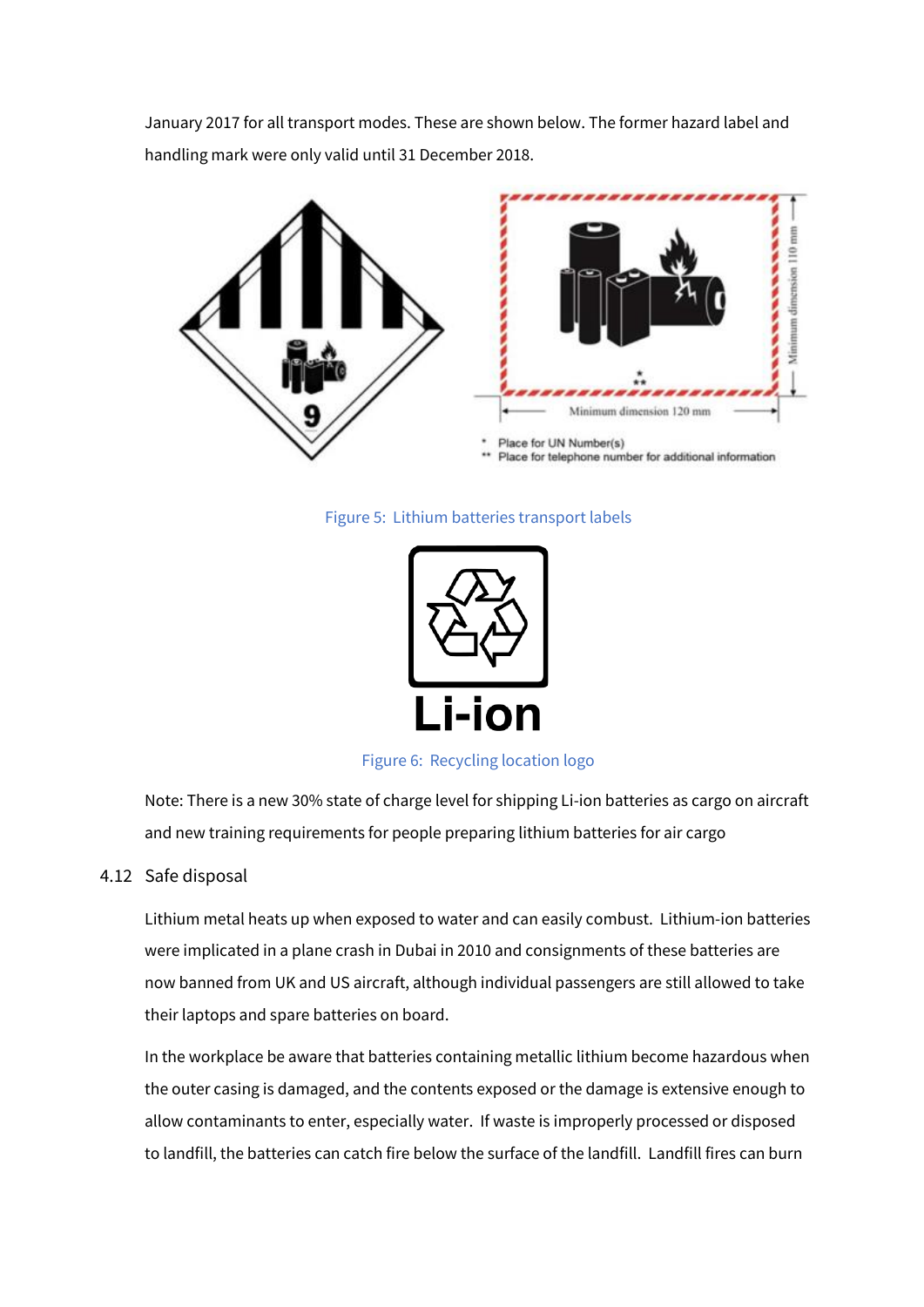January 2017 for all transport modes. These are shown below. The former hazard label and handling mark were only valid until 31 December 2018.

Figure 5: Lithium batteries transport labels

Figure 6: Recycling location logo

Note: There is a new 30% state of charge level for shipping Li-ion batteries as cargo on aircraft and new training requirements for people preparing lithium batteries for air cargo

## 4.12 Safe disposal

Lithium metal heats up when exposed to water and can easily combust. Lithium-ion batteries were implicated in a plane crash in Dubai in 2010 and consignments of these batteries are now banned from UK and US aircraft, although individual passengers are still allowed to take their laptops and spare batteries on board.

In the workplace be aware that batteries containing metallic lithium become hazardous when the outer casing is damaged, and the contents exposed or the damage is extensive enough to allow contaminants to enter, especially water. If waste is improperly processed or disposed to landfill, the batteries can catch fire below the surface of the landfill. Landfill fires can burn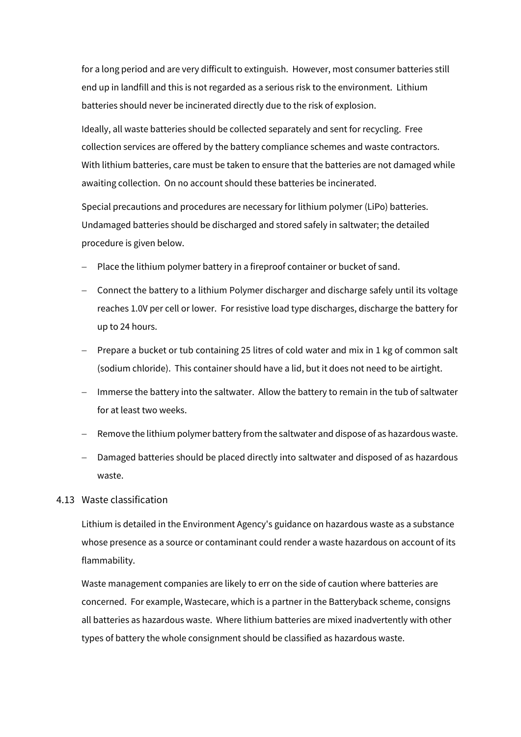for a long period and are very difficult to extinguish. However, most consumer batteries still end up in landfill and this is not regarded as a serious risk to the environment. Lithium batteries should never be incinerated directly due to the risk of explosion.

Ideally, all waste batteries should be collected separately and sent for recycling. Free collection services are offered by the battery compliance schemes and waste contractors. With lithium batteries, care must be taken to ensure that the batteries are not damaged while awaiting collection. On no account should these batteries be incinerated.

Special precautions and procedures are necessary for lithium polymer (LiPo) batteries. Undamaged batteries should be discharged and stored safely in saltwater; the detailed procedure is given below.

- Place the lithium polymer battery in a fireproof container or bucket of sand.
- Connect the battery to a lithium Polymer discharger and discharge safely until its voltage reaches 1.0V per cell or lower. For resistive load type discharges, discharge the battery for up to 24 hours.
- Prepare a bucket or tub containing 25 litres of cold water and mix in 1 kg of common salt (sodium chloride). This container should have a lid, but it does not need to be airtight.
- Immerse the battery into the saltwater. Allow the battery to remain in the tub of saltwater for at least two weeks.
- Remove the lithium polymer battery from the saltwater and dispose of as hazardous waste.
- Damaged batteries should be placed directly into saltwater and disposed of as hazardous waste.

## 4.13 Waste classification

Lithium is detailed in the Environment Agency's guidance on hazardous waste as a substance whose presence as a source or contaminant could render a waste hazardous on account of its flammability.

Waste management companies are likely to err on the side of caution where batteries are concerned. For example, Wastecare, which is a partner in the Batteryback scheme, consigns all batteries as hazardous waste. Where lithium batteries are mixed inadvertently with other types of battery the whole consignment should be classified as hazardous waste.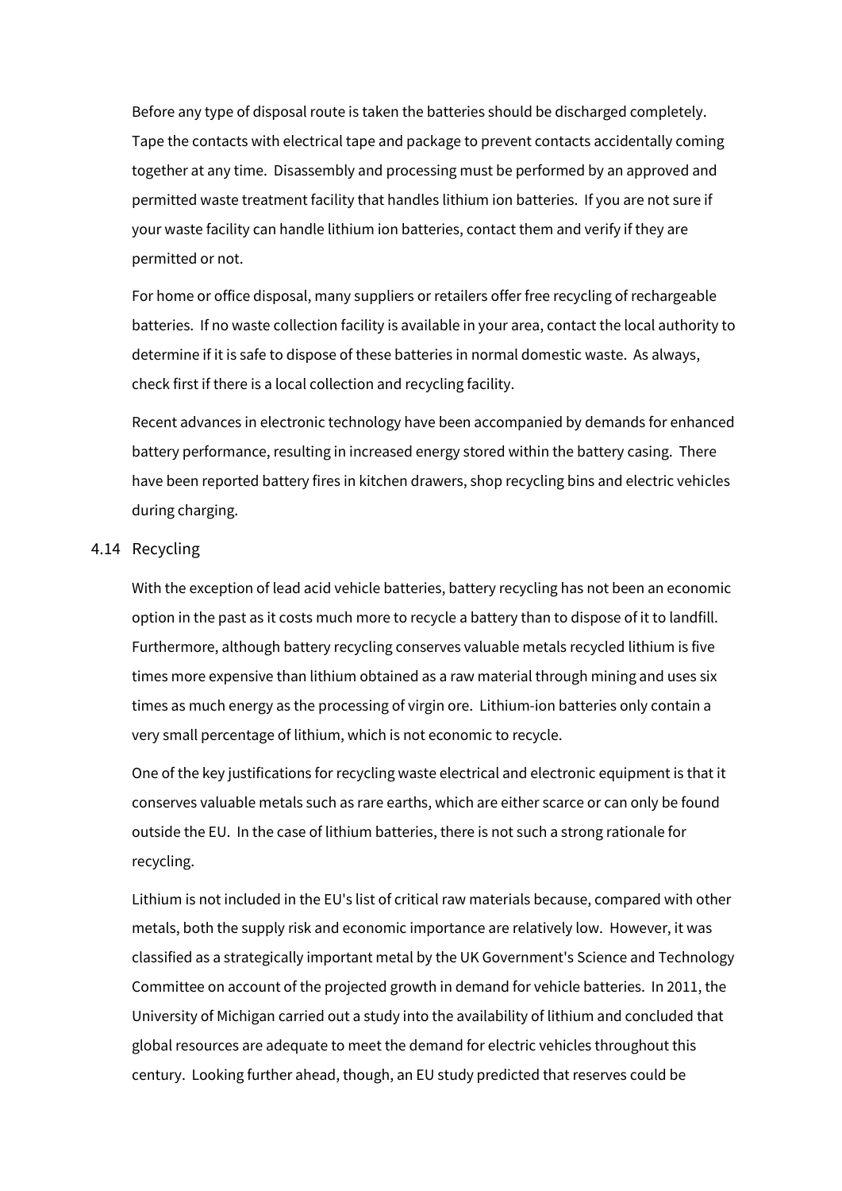Before any type of disposal route is taken the batteries should be discharged completely. Tape the contacts with electrical tape and package to prevent contacts accidentally coming together at any time. Disassembly and processing must be performed by an approved and permitted waste treatment facility that handles lithium ion batteries. If you are not sure if your waste facility can handle lithium ion batteries, contact them and verify if they are permitted or not.

For home or office disposal, many suppliers or retailers offer free recycling of rechargeable batteries. If no waste collection facility is available in your area, contact the local authority to determine if it is safe to dispose of these batteries in normal domestic waste. As always, check first if there is a local collection and recycling facility.

Recent advances in electronic technology have been accompanied by demands for enhanced battery performance, resulting in increased energy stored within the battery casing. There have been reported battery fires in kitchen drawers, shop recycling bins and electric vehicles during charging.

### 4.14 Recycling

With the exception of lead acid vehicle batteries, battery recycling has not been an economic option in the past as it costs much more to recycle a battery than to dispose of it to landfill. Furthermore, although battery recycling conserves valuable metals recycled lithium is five times more expensive than lithium obtained as a raw material through mining and uses six times as much energy as the processing of virgin ore. Lithium-ion batteries only contain a very small percentage of lithium, which is not economic to recycle.

One of the key justifications for recycling waste electrical and electronic equipment is that it conserves valuable metals such as rare earths, which are either scarce or can only be found outside the EU. In the case of lithium batteries, there is not such a strong rationale for recycling.

Lithium is not included in the EU's list of critical raw materials because, compared with other metals, both the supply risk and economic importance are relatively low. However, it was classified as a strategically important metal by the UK Government's Science and Technology Committee on account of the projected growth in demand for vehicle batteries. In 2011, the University of Michigan carried out a study into the availability of lithium and concluded that global resources are adequate to meet the demand for electric vehicles throughout this century. Looking further ahead, though, an EU study predicted that reserves could be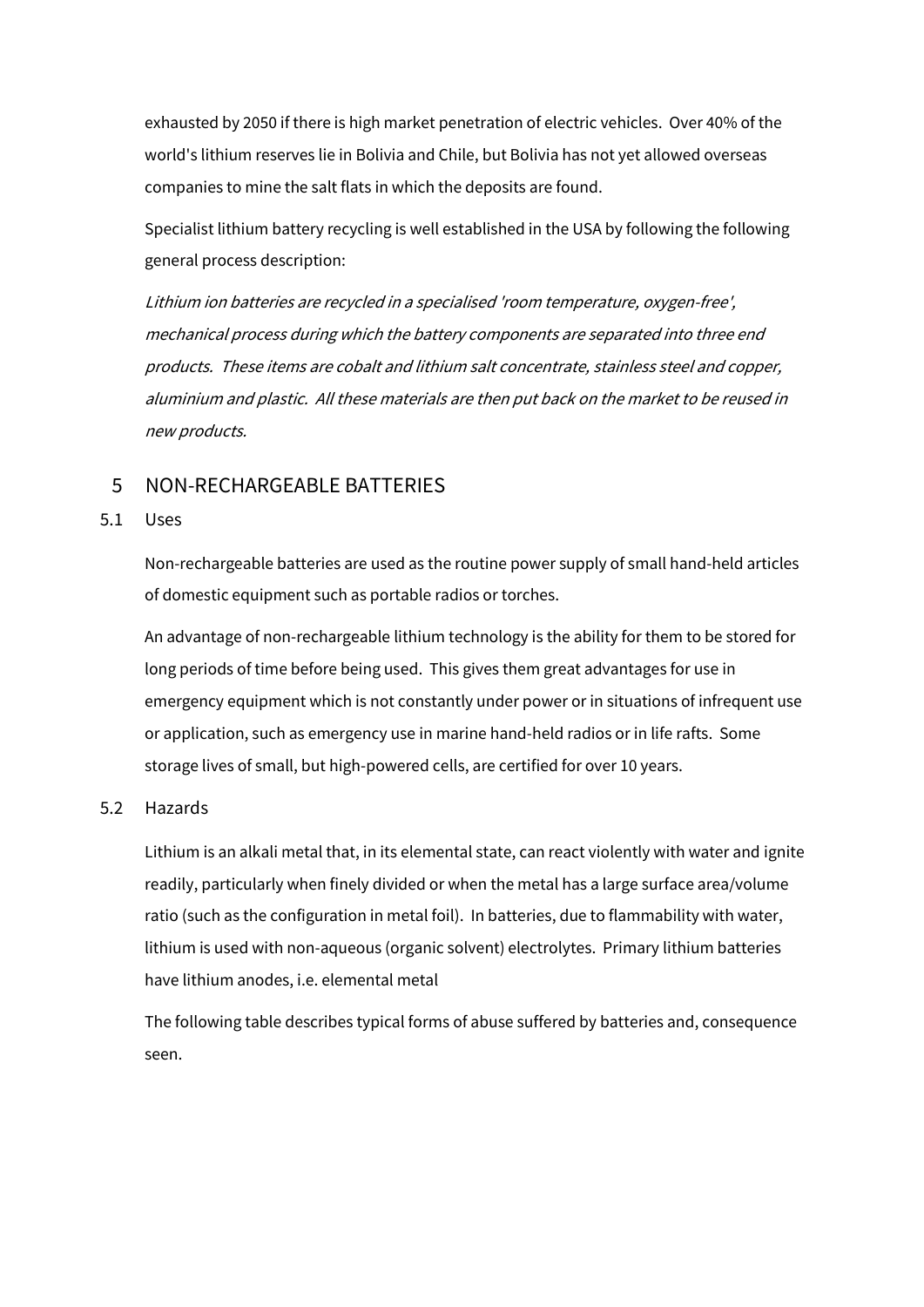exhausted by 2050 if there is high market penetration of electric vehicles. Over 40% of the world's lithium reserves lie in Bolivia and Chile, but Bolivia has not yet allowed overseas companies to mine the salt flats in which the deposits are found.

Specialist lithium battery recycling is well established in the USA by following the following general process description:

*Lithium ion batteries are recycled in a specialised 'room temperature, oxygen-free', mechanical process during which the battery components are separated into three end products. These items are cobalt and lithium salt concentrate, stainless steel and copper, aluminium and plastic. All these materials are then put back on the market to be reused in new products.*

## 5 NON-RECHARGEABLE BATTERIES

### 5.1 Uses

Non-rechargeable batteries are used as the routine power supply of small hand-held articles of domestic equipment such as portable radios or torches.

An advantage of non-rechargeable lithium technology is the ability for them to be stored for long periods of time before being used. This gives them great advantages for use in emergency equipment which is not constantly under power or in situations of infrequent use or application, such as emergency use in marine hand-held radios or in life rafts. Some storage lives of small, but high-powered cells, are certified for over 10 years.

### 5.2 Hazards

Lithium is an alkali metal that, in its elemental state, can react violently with water and ignite readily, particularly when finely divided or when the metal has a large surface area/volume ratio (such as the configuration in metal foil). In batteries, due to flammability with water, lithium is used with non-aqueous (organic solvent) electrolytes. Primary lithium batteries have lithium anodes, i.e. elemental metal

The following table describes typical forms of abuse suffered by batteries and, consequence seen.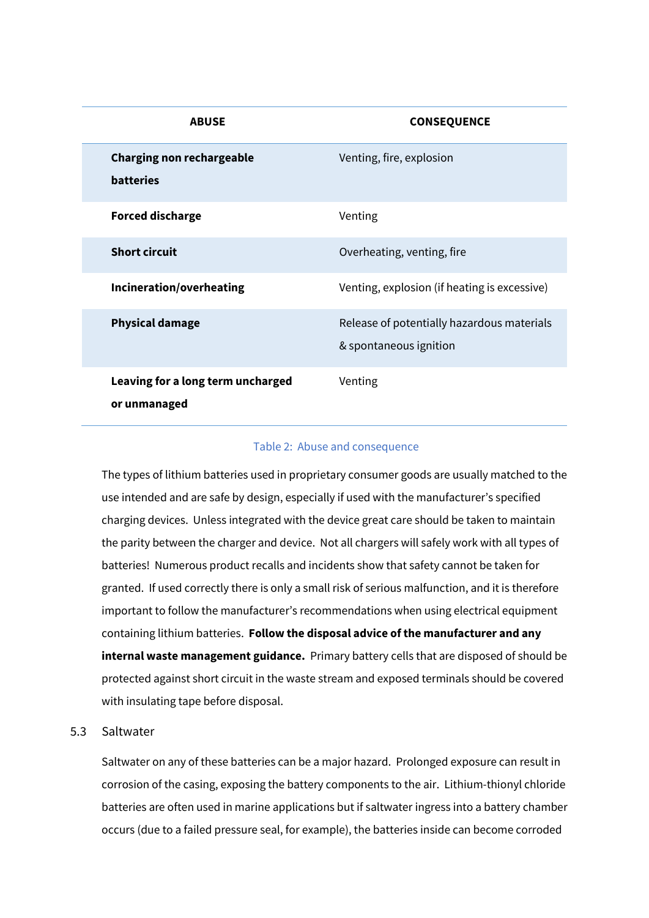| ABUSE | CONSEQUENCE |
| --- | --- |
| **Charging non rechargeable batteries** | Venting, fire, explosion |
| **Forced discharge** | Venting |
| **Short circuit** | Overheating, venting, fire |
| **Incineration/overheating** | Venting, explosion (if heating is excessive) |
| **Physical damage** | Release of potentially hazardous materials & spontaneous ignition |
| **Leaving for a long term uncharged or unmanaged** | Venting |

Table 2: Abuse and consequence

The types of lithium batteries used in proprietary consumer goods are usually matched to the use intended and are safe by design, especially if used with the manufacturer's specified charging devices. Unless integrated with the device great care should be taken to maintain the parity between the charger and device. Not all chargers will safely work with all types of batteries! Numerous product recalls and incidents show that safety cannot be taken for granted. If used correctly there is only a small risk of serious malfunction, and it is therefore important to follow the manufacturer's recommendations when using electrical equipment containing lithium batteries. **Follow the disposal advice of the manufacturer and any internal waste management guidance.** Primary battery cells that are disposed of should be protected against short circuit in the waste stream and exposed terminals should be covered with insulating tape before disposal.

## 5.3 Saltwater

Saltwater on any of these batteries can be a major hazard. Prolonged exposure can result in corrosion of the casing, exposing the battery components to the air. Lithium-thionyl chloride batteries are often used in marine applications but if saltwater ingress into a battery chamber occurs (due to a failed pressure seal, for example), the batteries inside can become corroded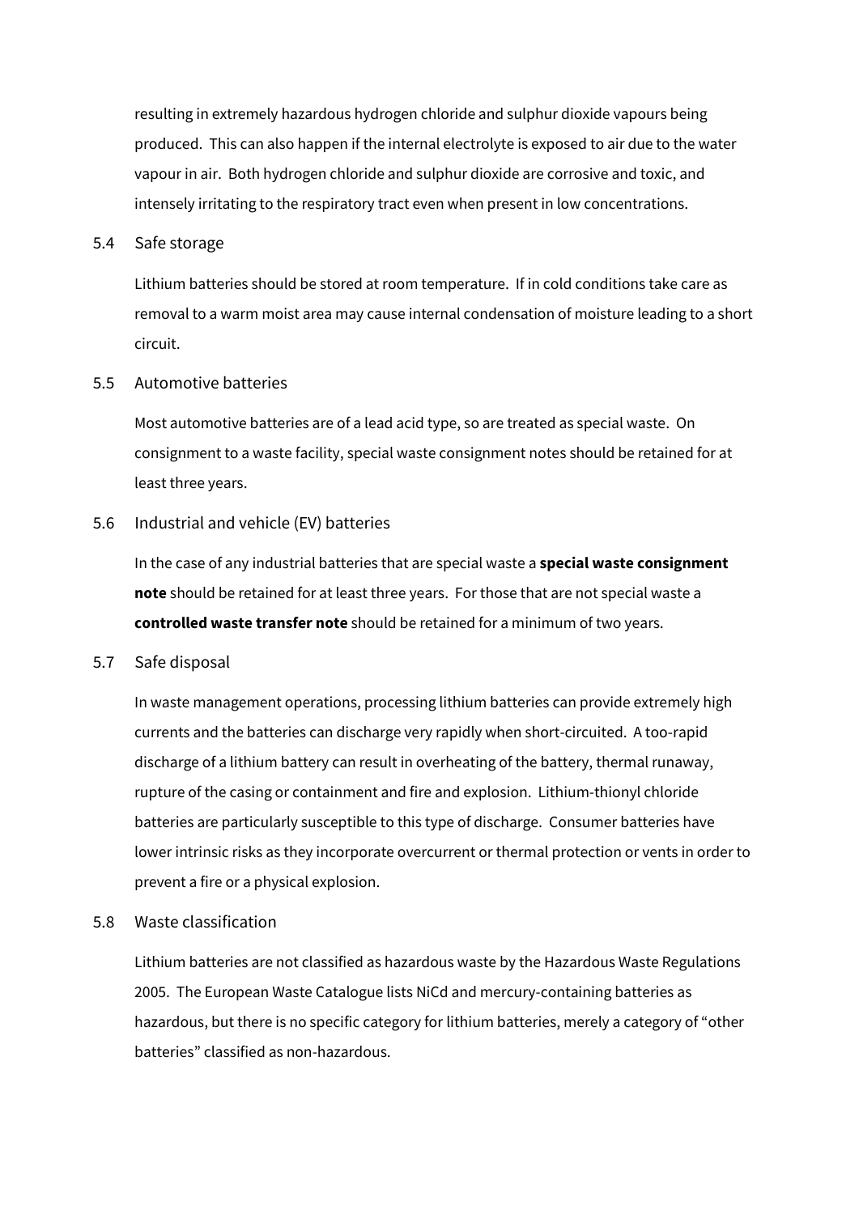resulting in extremely hazardous hydrogen chloride and sulphur dioxide vapours being produced. This can also happen if the internal electrolyte is exposed to air due to the water vapour in air. Both hydrogen chloride and sulphur dioxide are corrosive and toxic, and intensely irritating to the respiratory tract even when present in low concentrations.

### 5.4 Safe storage

Lithium batteries should be stored at room temperature. If in cold conditions take care as removal to a warm moist area may cause internal condensation of moisture leading to a short circuit.

### 5.5 Automotive batteries

Most automotive batteries are of a lead acid type, so are treated as special waste. On consignment to a waste facility, special waste consignment notes should be retained for at least three years.

### 5.6 Industrial and vehicle (EV) batteries

In the case of any industrial batteries that are special waste a **special waste consignment note** should be retained for at least three years. For those that are not special waste a **controlled waste transfer note** should be retained for a minimum of two years.

### 5.7 Safe disposal

In waste management operations, processing lithium batteries can provide extremely high currents and the batteries can discharge very rapidly when short-circuited. A too-rapid discharge of a lithium battery can result in overheating of the battery, thermal runaway, rupture of the casing or containment and fire and explosion. Lithium-thionyl chloride batteries are particularly susceptible to this type of discharge. Consumer batteries have lower intrinsic risks as they incorporate overcurrent or thermal protection or vents in order to prevent a fire or a physical explosion.

### 5.8 Waste classification

Lithium batteries are not classified as hazardous waste by the Hazardous Waste Regulations 2005. The European Waste Catalogue lists NiCd and mercury-containing batteries as hazardous, but there is no specific category for lithium batteries, merely a category of "other batteries" classified as non-hazardous.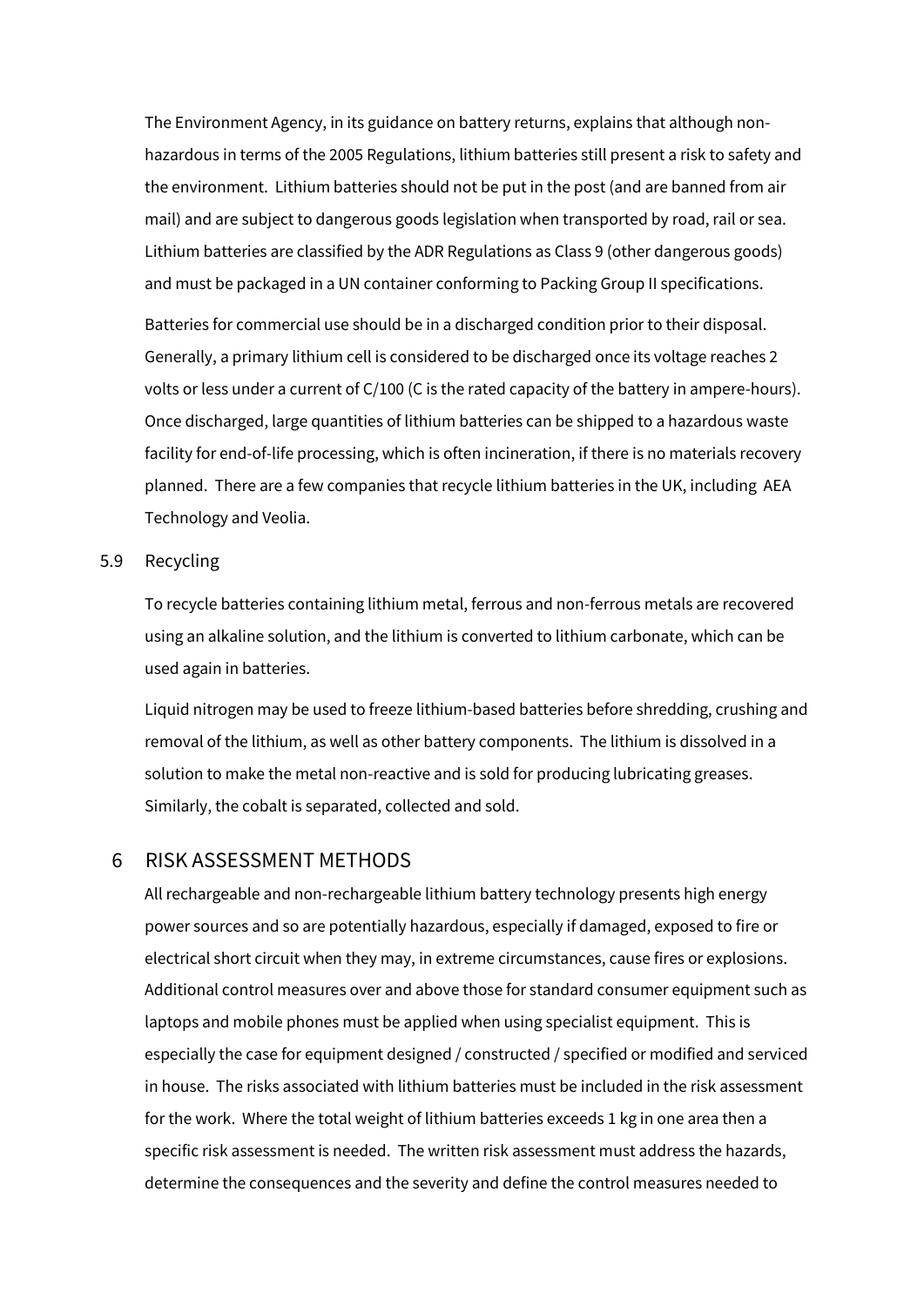The Environment Agency, in its guidance on battery returns, explains that although non-hazardous in terms of the 2005 Regulations, lithium batteries still present a risk to safety and the environment. Lithium batteries should not be put in the post (and are banned from air mail) and are subject to dangerous goods legislation when transported by road, rail or sea. Lithium batteries are classified by the ADR Regulations as Class 9 (other dangerous goods) and must be packaged in a UN container conforming to Packing Group II specifications.

Batteries for commercial use should be in a discharged condition prior to their disposal. Generally, a primary lithium cell is considered to be discharged once its voltage reaches 2 volts or less under a current of C/100 (C is the rated capacity of the battery in ampere-hours). Once discharged, large quantities of lithium batteries can be shipped to a hazardous waste facility for end-of-life processing, which is often incineration, if there is no materials recovery planned. There are a few companies that recycle lithium batteries in the UK, including AEA Technology and Veolia.

### 5.9 Recycling

To recycle batteries containing lithium metal, ferrous and non-ferrous metals are recovered using an alkaline solution, and the lithium is converted to lithium carbonate, which can be used again in batteries.

Liquid nitrogen may be used to freeze lithium-based batteries before shredding, crushing and removal of the lithium, as well as other battery components. The lithium is dissolved in a solution to make the metal non-reactive and is sold for producing lubricating greases. Similarly, the cobalt is separated, collected and sold.

## 6 RISK ASSESSMENT METHODS

All rechargeable and non-rechargeable lithium battery technology presents high energy power sources and so are potentially hazardous, especially if damaged, exposed to fire or electrical short circuit when they may, in extreme circumstances, cause fires or explosions. Additional control measures over and above those for standard consumer equipment such as laptops and mobile phones must be applied when using specialist equipment. This is especially the case for equipment designed / constructed / specified or modified and serviced in house. The risks associated with lithium batteries must be included in the risk assessment for the work. Where the total weight of lithium batteries exceeds 1 kg in one area then a specific risk assessment is needed. The written risk assessment must address the hazards, determine the consequences and the severity and define the control measures needed to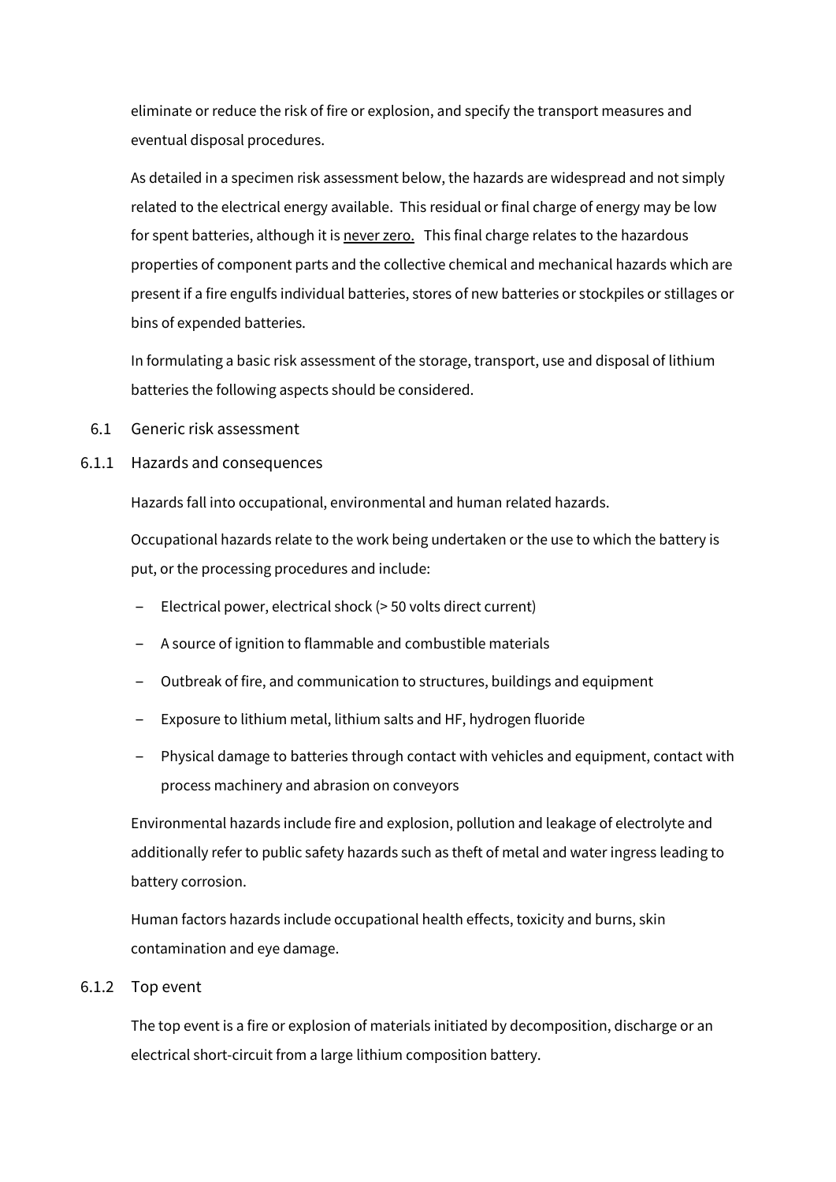eliminate or reduce the risk of fire or explosion, and specify the transport measures and eventual disposal procedures.

As detailed in a specimen risk assessment below, the hazards are widespread and not simply related to the electrical energy available. This residual or final charge of energy may be low for spent batteries, although it is <u>never zero.</u> This final charge relates to the hazardous properties of component parts and the collective chemical and mechanical hazards which are present if a fire engulfs individual batteries, stores of new batteries or stockpiles or stillages or bins of expended batteries.

In formulating a basic risk assessment of the storage, transport, use and disposal of lithium batteries the following aspects should be considered.

## 6.1 Generic risk assessment

### 6.1.1 Hazards and consequences

Hazards fall into occupational, environmental and human related hazards.

Occupational hazards relate to the work being undertaken or the use to which the battery is put, or the processing procedures and include:

- Electrical power, electrical shock (> 50 volts direct current)
- A source of ignition to flammable and combustible materials
- Outbreak of fire, and communication to structures, buildings and equipment
- Exposure to lithium metal, lithium salts and HF, hydrogen fluoride
- Physical damage to batteries through contact with vehicles and equipment, contact with process machinery and abrasion on conveyors

Environmental hazards include fire and explosion, pollution and leakage of electrolyte and additionally refer to public safety hazards such as theft of metal and water ingress leading to battery corrosion.

Human factors hazards include occupational health effects, toxicity and burns, skin contamination and eye damage.

### 6.1.2 Top event

The top event is a fire or explosion of materials initiated by decomposition, discharge or an electrical short-circuit from a large lithium composition battery.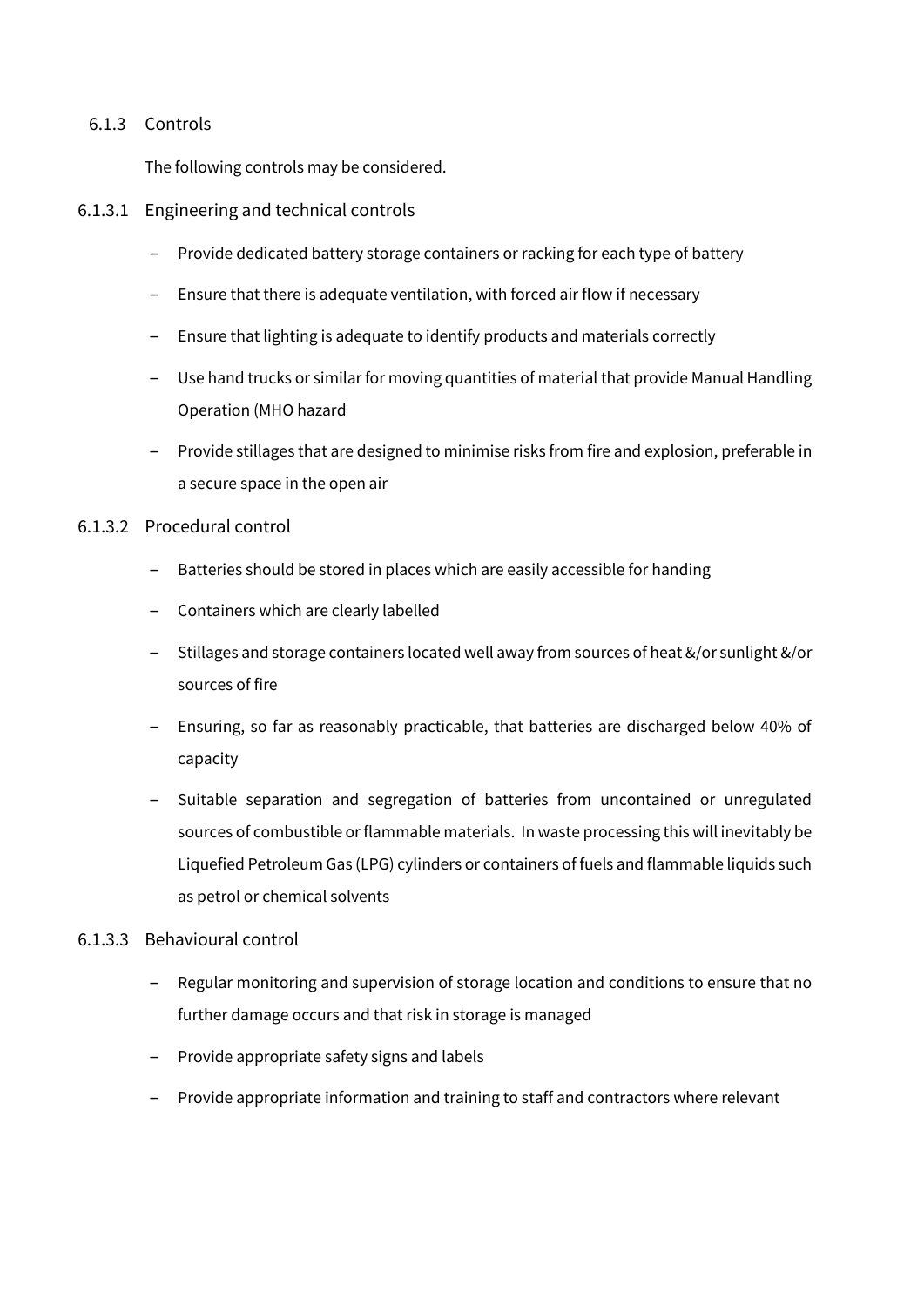### 6.1.3 Controls

The following controls may be considered.

#### 6.1.3.1 Engineering and technical controls

- Provide dedicated battery storage containers or racking for each type of battery
- Ensure that there is adequate ventilation, with forced air flow if necessary
- Ensure that lighting is adequate to identify products and materials correctly
- Use hand trucks or similar for moving quantities of material that provide Manual Handling Operation (MHO hazard
- Provide stillages that are designed to minimise risks from fire and explosion, preferable in a secure space in the open air

#### 6.1.3.2 Procedural control

- Batteries should be stored in places which are easily accessible for handing
- Containers which are clearly labelled
- Stillages and storage containers located well away from sources of heat &/or sunlight &/or sources of fire
- Ensuring, so far as reasonably practicable, that batteries are discharged below 40% of capacity
- Suitable separation and segregation of batteries from uncontained or unregulated sources of combustible or flammable materials. In waste processing this will inevitably be Liquefied Petroleum Gas (LPG) cylinders or containers of fuels and flammable liquids such as petrol or chemical solvents

#### 6.1.3.3 Behavioural control

- Regular monitoring and supervision of storage location and conditions to ensure that no further damage occurs and that risk in storage is managed
- Provide appropriate safety signs and labels
- Provide appropriate information and training to staff and contractors where relevant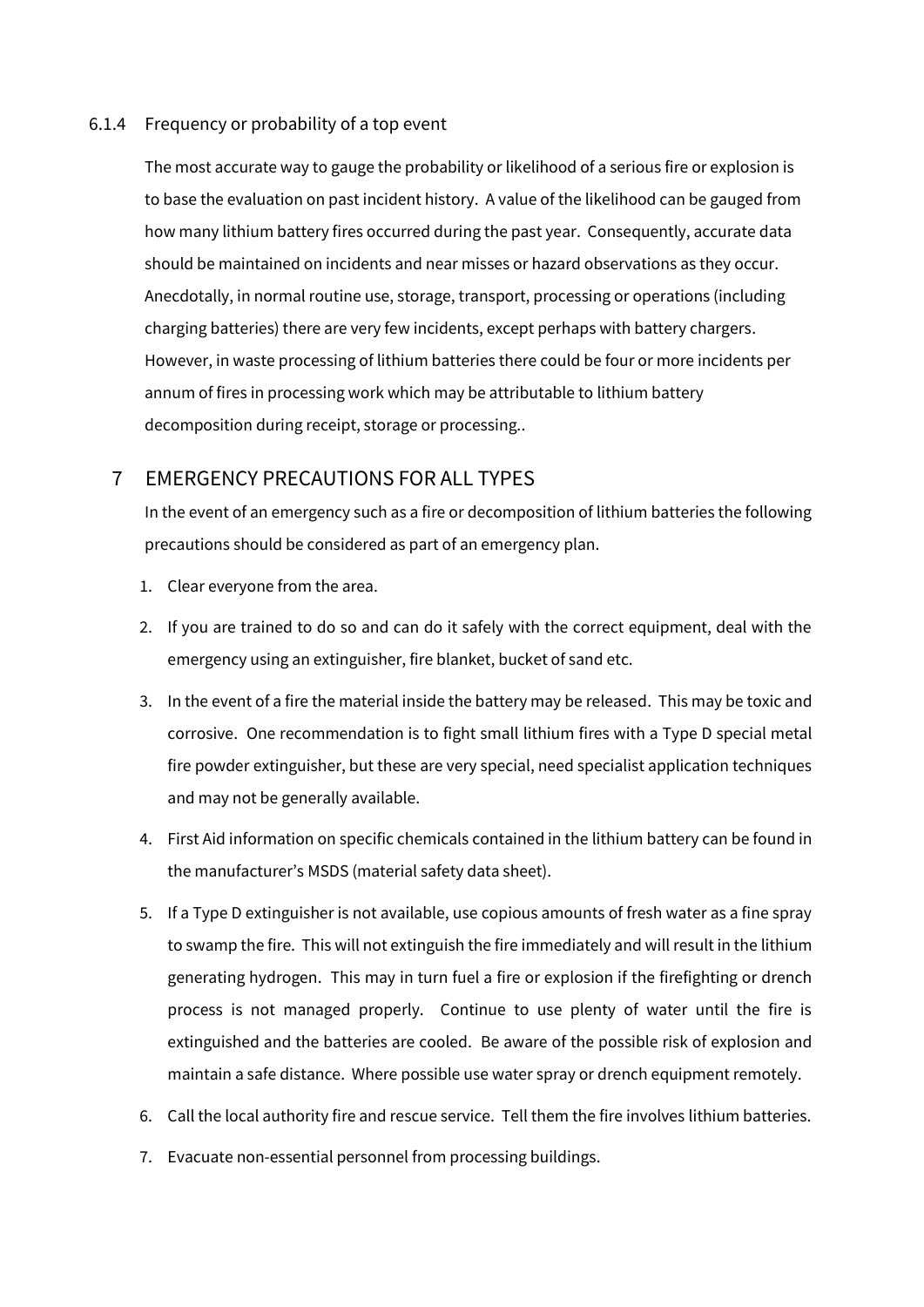### 6.1.4 Frequency or probability of a top event

The most accurate way to gauge the probability or likelihood of a serious fire or explosion is to base the evaluation on past incident history. A value of the likelihood can be gauged from how many lithium battery fires occurred during the past year. Consequently, accurate data should be maintained on incidents and near misses or hazard observations as they occur. Anecdotally, in normal routine use, storage, transport, processing or operations (including charging batteries) there are very few incidents, except perhaps with battery chargers. However, in waste processing of lithium batteries there could be four or more incidents per annum of fires in processing work which may be attributable to lithium battery decomposition during receipt, storage or processing..

# 7 EMERGENCY PRECAUTIONS FOR ALL TYPES

In the event of an emergency such as a fire or decomposition of lithium batteries the following precautions should be considered as part of an emergency plan.

1. Clear everyone from the area.
2. If you are trained to do so and can do it safely with the correct equipment, deal with the emergency using an extinguisher, fire blanket, bucket of sand etc.
3. In the event of a fire the material inside the battery may be released. This may be toxic and corrosive. One recommendation is to fight small lithium fires with a Type D special metal fire powder extinguisher, but these are very special, need specialist application techniques and may not be generally available.
4. First Aid information on specific chemicals contained in the lithium battery can be found in the manufacturer's MSDS (material safety data sheet).
5. If a Type D extinguisher is not available, use copious amounts of fresh water as a fine spray to swamp the fire. This will not extinguish the fire immediately and will result in the lithium generating hydrogen. This may in turn fuel a fire or explosion if the firefighting or drench process is not managed properly. Continue to use plenty of water until the fire is extinguished and the batteries are cooled. Be aware of the possible risk of explosion and maintain a safe distance. Where possible use water spray or drench equipment remotely.
6. Call the local authority fire and rescue service. Tell them the fire involves lithium batteries.
7. Evacuate non-essential personnel from processing buildings.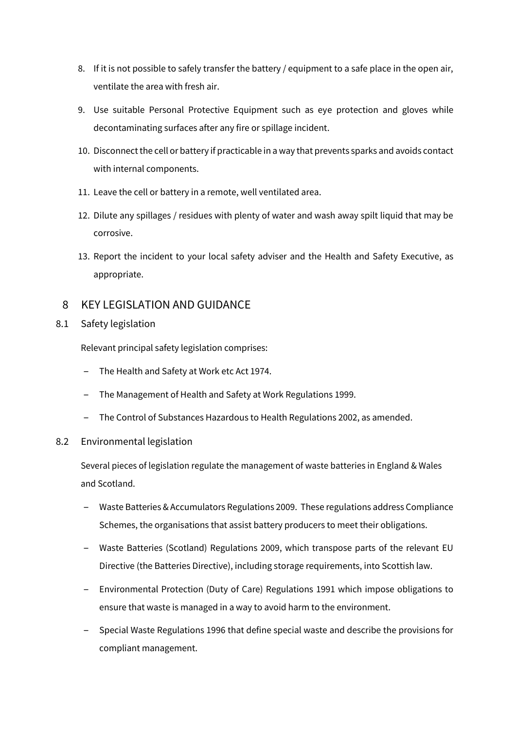8. If it is not possible to safely transfer the battery / equipment to a safe place in the open air, ventilate the area with fresh air.
9. Use suitable Personal Protective Equipment such as eye protection and gloves while decontaminating surfaces after any fire or spillage incident.
10. Disconnect the cell or battery if practicable in a way that prevents sparks and avoids contact with internal components.
11. Leave the cell or battery in a remote, well ventilated area.
12. Dilute any spillages / residues with plenty of water and wash away spilt liquid that may be corrosive.
13. Report the incident to your local safety adviser and the Health and Safety Executive, as appropriate.

# 8 KEY LEGISLATION AND GUIDANCE

## 8.1 Safety legislation

Relevant principal safety legislation comprises:

- The Health and Safety at Work etc Act 1974.
- The Management of Health and Safety at Work Regulations 1999.
- The Control of Substances Hazardous to Health Regulations 2002, as amended.

## 8.2 Environmental legislation

Several pieces of legislation regulate the management of waste batteries in England & Wales and Scotland.

- Waste Batteries & Accumulators Regulations 2009. These regulations address Compliance Schemes, the organisations that assist battery producers to meet their obligations.
- Waste Batteries (Scotland) Regulations 2009, which transpose parts of the relevant EU Directive (the Batteries Directive), including storage requirements, into Scottish law.
- Environmental Protection (Duty of Care) Regulations 1991 which impose obligations to ensure that waste is managed in a way to avoid harm to the environment.
- Special Waste Regulations 1996 that define special waste and describe the provisions for compliant management.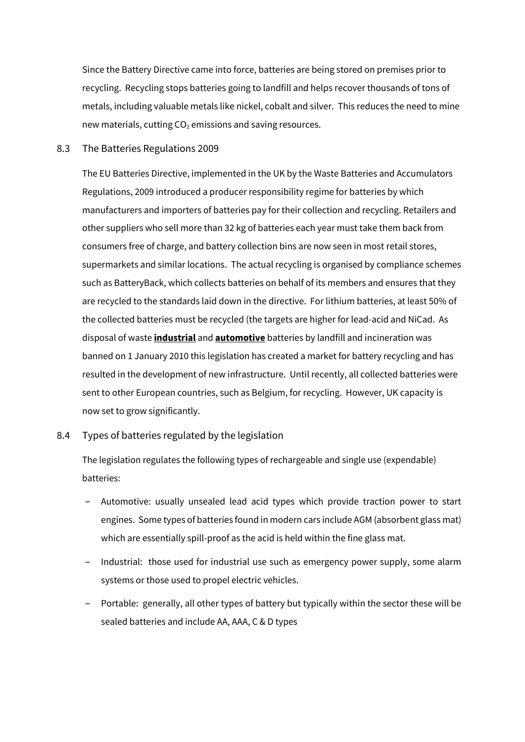Since the Battery Directive came into force, batteries are being stored on premises prior to recycling. Recycling stops batteries going to landfill and helps recover thousands of tons of metals, including valuable metals like nickel, cobalt and silver. This reduces the need to mine new materials, cutting $CO_2$ emissions and saving resources.

## 8.3 The Batteries Regulations 2009

The EU Batteries Directive, implemented in the UK by the Waste Batteries and Accumulators Regulations, 2009 introduced a producer responsibility regime for batteries by which manufacturers and importers of batteries pay for their collection and recycling. Retailers and other suppliers who sell more than 32 kg of batteries each year must take them back from consumers free of charge, and battery collection bins are now seen in most retail stores, supermarkets and similar locations. The actual recycling is organised by compliance schemes such as BatteryBack, which collects batteries on behalf of its members and ensures that they are recycled to the standards laid down in the directive. For lithium batteries, at least 50% of the collected batteries must be recycled (the targets are higher for lead-acid and NiCad. As disposal of waste **industrial** and **automotive** batteries by landfill and incineration was banned on 1 January 2010 this legislation has created a market for battery recycling and has resulted in the development of new infrastructure. Until recently, all collected batteries were sent to other European countries, such as Belgium, for recycling. However, UK capacity is now set to grow significantly.

## 8.4 Types of batteries regulated by the legislation

The legislation regulates the following types of rechargeable and single use (expendable) batteries:

- Automotive: usually unsealed lead acid types which provide traction power to start engines. Some types of batteries found in modern cars include AGM (absorbent glass mat) which are essentially spill-proof as the acid is held within the fine glass mat.
- Industrial: those used for industrial use such as emergency power supply, some alarm systems or those used to propel electric vehicles.
- Portable: generally, all other types of battery but typically within the sector these will be sealed batteries and include AA, AAA, C & D types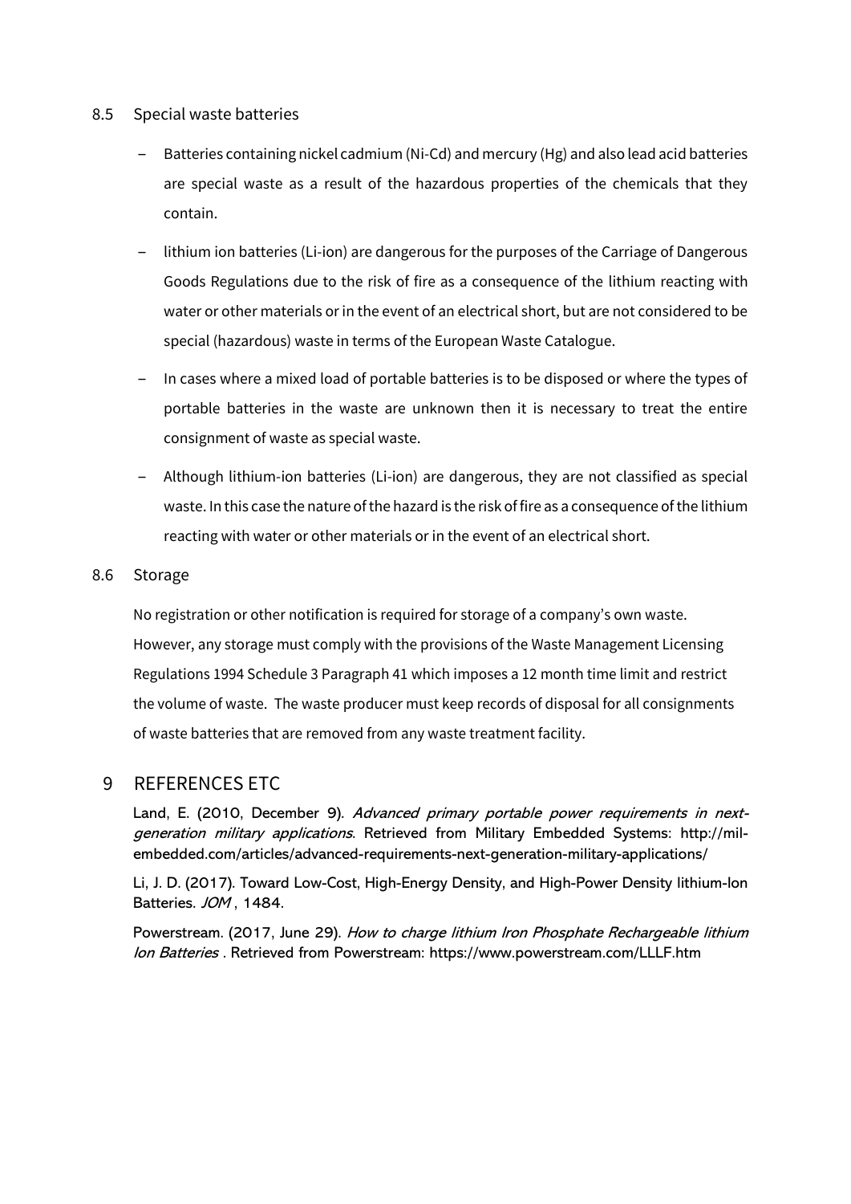### 8.5 Special waste batteries

- Batteries containing nickel cadmium (Ni-Cd) and mercury (Hg) and also lead acid batteries are special waste as a result of the hazardous properties of the chemicals that they contain.
- lithium ion batteries (Li-ion) are dangerous for the purposes of the Carriage of Dangerous Goods Regulations due to the risk of fire as a consequence of the lithium reacting with water or other materials or in the event of an electrical short, but are not considered to be special (hazardous) waste in terms of the European Waste Catalogue.
- In cases where a mixed load of portable batteries is to be disposed or where the types of portable batteries in the waste are unknown then it is necessary to treat the entire consignment of waste as special waste.
- Although lithium-ion batteries (Li-ion) are dangerous, they are not classified as special waste. In this case the nature of the hazard is the risk of fire as a consequence of the lithium reacting with water or other materials or in the event of an electrical short.

### 8.6 Storage

No registration or other notification is required for storage of a company's own waste. However, any storage must comply with the provisions of the Waste Management Licensing Regulations 1994 Schedule 3 Paragraph 41 which imposes a 12 month time limit and restrict the volume of waste. The waste producer must keep records of disposal for all consignments of waste batteries that are removed from any waste treatment facility.

## 9 REFERENCES ETC

Land, E. (2010, December 9). *Advanced primary portable power requirements in next-generation military applications*. Retrieved from Military Embedded Systems: http://mil-embedded.com/articles/advanced-requirements-next-generation-military-applications/

Li, J. D. (2017). Toward Low-Cost, High-Energy Density, and High-Power Density lithium-Ion Batteries. *JOM* , 1484.

Powerstream. (2017, June 29). *How to charge lithium Iron Phosphate Rechargeable lithium Ion Batteries* . Retrieved from Powerstream: https://www.powerstream.com/LLLF.htm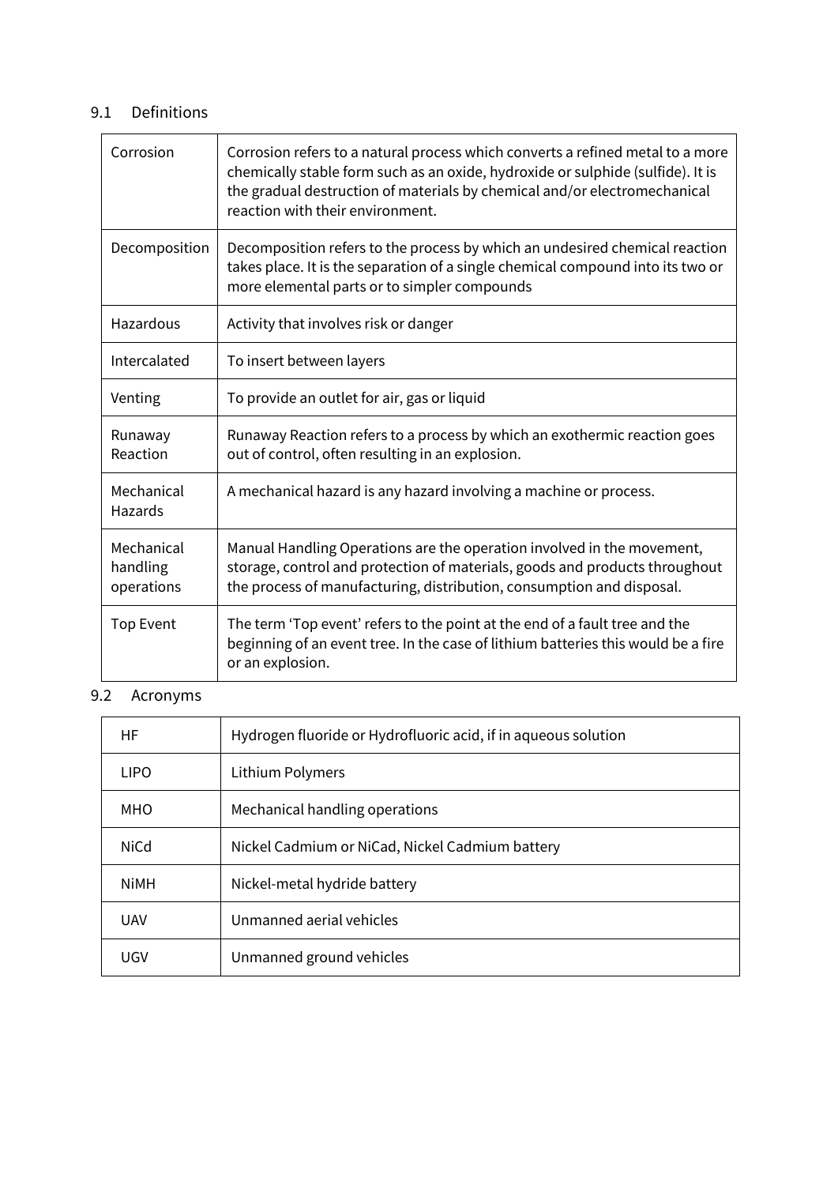## 9.1 Definitions

| | |
|---|---|
| Corrosion | Corrosion refers to a natural process which converts a refined metal to a more chemically stable form such as an oxide, hydroxide or sulphide (sulfide). It is the gradual destruction of materials by chemical and/or electromechanical reaction with their environment. |
| Decomposition | Decomposition refers to the process by which an undesired chemical reaction takes place. It is the separation of a single chemical compound into its two or more elemental parts or to simpler compounds |
| Hazardous | Activity that involves risk or danger |
| Intercalated | To insert between layers |
| Venting | To provide an outlet for air, gas or liquid |
| Runaway Reaction | Runaway Reaction refers to a process by which an exothermic reaction goes out of control, often resulting in an explosion. |
| Mechanical Hazards | A mechanical hazard is any hazard involving a machine or process. |
| Mechanical handling operations | Manual Handling Operations are the operation involved in the movement, storage, control and protection of materials, goods and products throughout the process of manufacturing, distribution, consumption and disposal. |
| Top Event | The term 'Top event' refers to the point at the end of a fault tree and the beginning of an event tree. In the case of lithium batteries this would be a fire or an explosion. |

## 9.2 Acronyms

| | |
|---|---|
| HF | Hydrogen fluoride or Hydrofluoric acid, if in aqueous solution |
| LIPO | Lithium Polymers |
| MHO | Mechanical handling operations |
| NiCd | Nickel Cadmium or NiCad, Nickel Cadmium battery |
| NiMH | Nickel-metal hydride battery |
| UAV | Unmanned aerial vehicles |
| UGV | Unmanned ground vehicles |